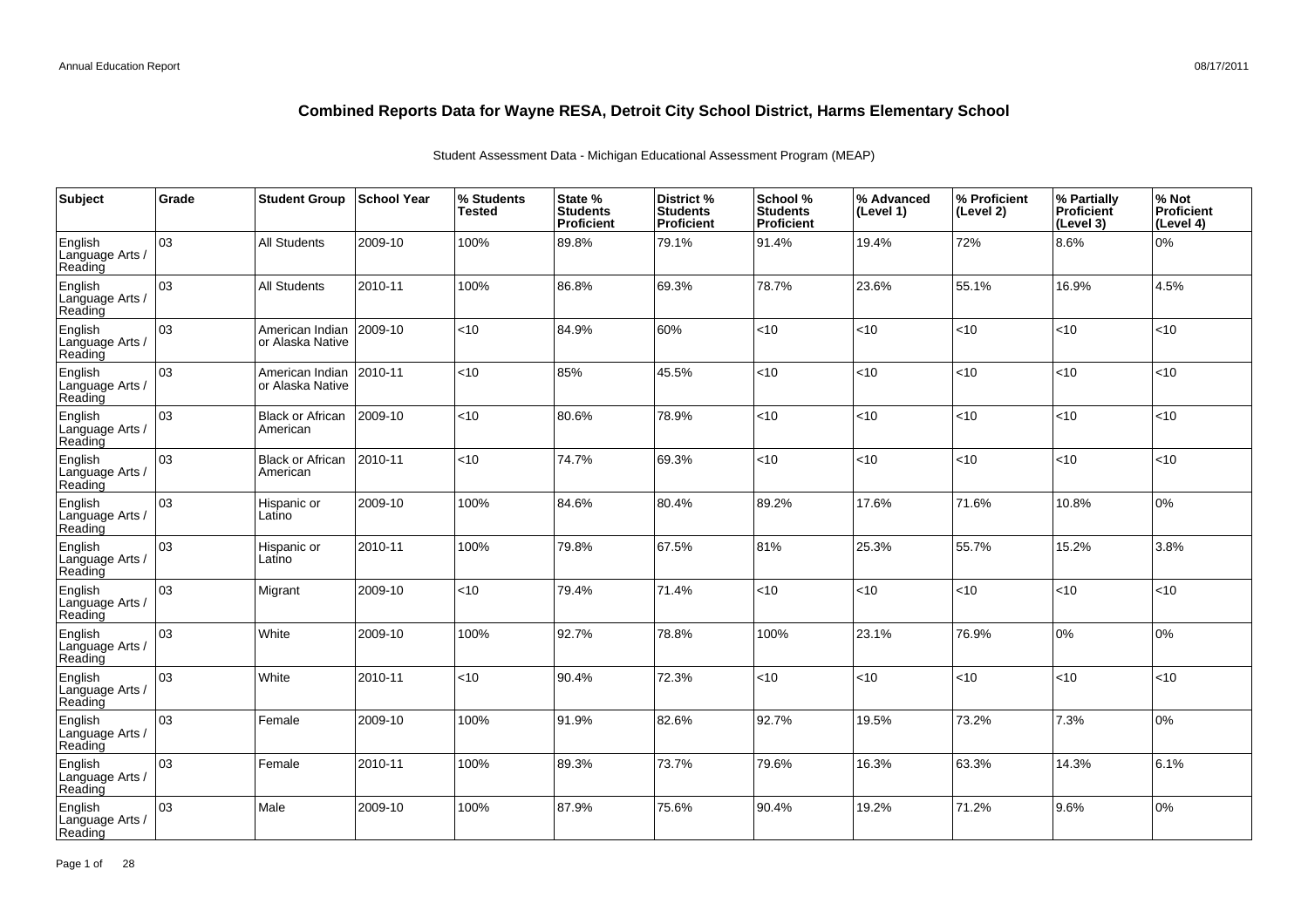# Combined Reports Data for Wayne RESA, Detroit City School District, Harms Elementary School

Student Assessment Data - Michigan Educational Assessment Program (MEAP)

| Subject | Grade | Student Group | School Year | % Students Tested | State % Students Proficient | District % Students Proficient | School % Students Proficient | % Advanced (Level 1) | % Proficient (Level 2) | % Partially Proficient (Level 3) | % Not Proficient (Level 4) |
|---|---|---|---|---|---|---|---|---|---|---|---|
| English Language Arts / Reading | 03 | All Students | 2009-10 | 100% | 89.8% | 79.1% | 91.4% | 19.4% | 72% | 8.6% | 0% |
| English Language Arts / Reading | 03 | All Students | 2010-11 | 100% | 86.8% | 69.3% | 78.7% | 23.6% | 55.1% | 16.9% | 4.5% |
| English Language Arts / Reading | 03 | American Indian or Alaska Native | 2009-10 | <10 | 84.9% | 60% | <10 | <10 | <10 | <10 | <10 |
| English Language Arts / Reading | 03 | American Indian or Alaska Native | 2010-11 | <10 | 85% | 45.5% | <10 | <10 | <10 | <10 | <10 |
| English Language Arts / Reading | 03 | Black or African American | 2009-10 | <10 | 80.6% | 78.9% | <10 | <10 | <10 | <10 | <10 |
| English Language Arts / Reading | 03 | Black or African American | 2010-11 | <10 | 74.7% | 69.3% | <10 | <10 | <10 | <10 | <10 |
| English Language Arts / Reading | 03 | Hispanic or Latino | 2009-10 | 100% | 84.6% | 80.4% | 89.2% | 17.6% | 71.6% | 10.8% | 0% |
| English Language Arts / Reading | 03 | Hispanic or Latino | 2010-11 | 100% | 79.8% | 67.5% | 81% | 25.3% | 55.7% | 15.2% | 3.8% |
| English Language Arts / Reading | 03 | Migrant | 2009-10 | <10 | 79.4% | 71.4% | <10 | <10 | <10 | <10 | <10 |
| English Language Arts / Reading | 03 | White | 2009-10 | 100% | 92.7% | 78.8% | 100% | 23.1% | 76.9% | 0% | 0% |
| English Language Arts / Reading | 03 | White | 2010-11 | <10 | 90.4% | 72.3% | <10 | <10 | <10 | <10 | <10 |
| English Language Arts / Reading | 03 | Female | 2009-10 | 100% | 91.9% | 82.6% | 92.7% | 19.5% | 73.2% | 7.3% | 0% |
| English Language Arts / Reading | 03 | Female | 2010-11 | 100% | 89.3% | 73.7% | 79.6% | 16.3% | 63.3% | 14.3% | 6.1% |
| English Language Arts / Reading | 03 | Male | 2009-10 | 100% | 87.9% | 75.6% | 90.4% | 19.2% | 71.2% | 9.6% | 0% |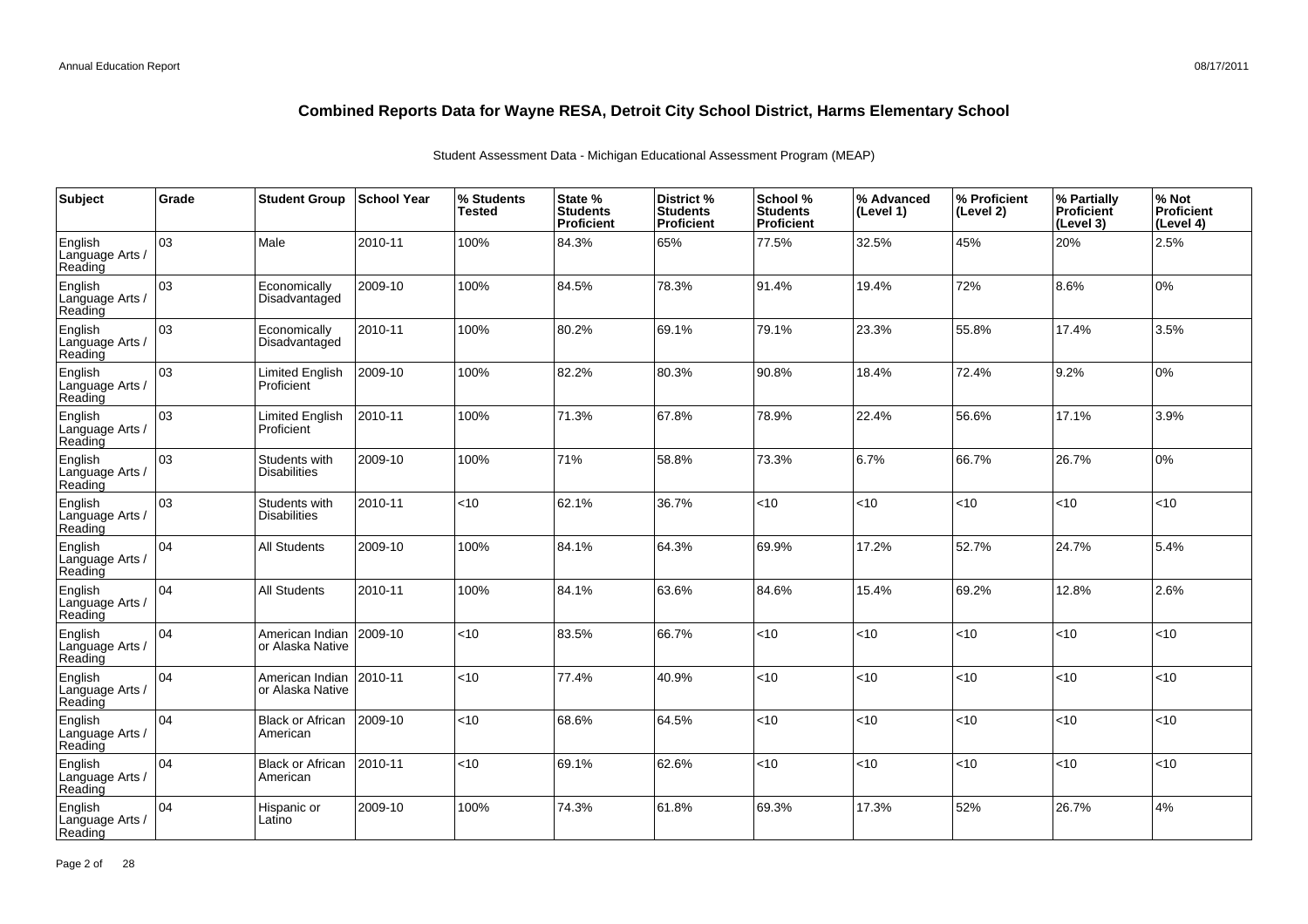# Combined Reports Data for Wayne RESA, Detroit City School District, Harms Elementary School

Student Assessment Data - Michigan Educational Assessment Program (MEAP)

| Subject | Grade | Student Group | School Year | % Students Tested | State % Students Proficient | District % Students Proficient | School % Students Proficient | % Advanced (Level 1) | % Proficient (Level 2) | % Partially Proficient (Level 3) | % Not Proficient (Level 4) |
|---|---|---|---|---|---|---|---|---|---|---|---|
| English Language Arts / Reading | 03 | Male | 2010-11 | 100% | 84.3% | 65% | 77.5% | 32.5% | 45% | 20% | 2.5% |
| English Language Arts / Reading | 03 | Economically Disadvantaged | 2009-10 | 100% | 84.5% | 78.3% | 91.4% | 19.4% | 72% | 8.6% | 0% |
| English Language Arts / Reading | 03 | Economically Disadvantaged | 2010-11 | 100% | 80.2% | 69.1% | 79.1% | 23.3% | 55.8% | 17.4% | 3.5% |
| English Language Arts / Reading | 03 | Limited English Proficient | 2009-10 | 100% | 82.2% | 80.3% | 90.8% | 18.4% | 72.4% | 9.2% | 0% |
| English Language Arts / Reading | 03 | Limited English Proficient | 2010-11 | 100% | 71.3% | 67.8% | 78.9% | 22.4% | 56.6% | 17.1% | 3.9% |
| English Language Arts / Reading | 03 | Students with Disabilities | 2009-10 | 100% | 71% | 58.8% | 73.3% | 6.7% | 66.7% | 26.7% | 0% |
| English Language Arts / Reading | 03 | Students with Disabilities | 2010-11 | <10 | 62.1% | 36.7% | <10 | <10 | <10 | <10 | <10 |
| English Language Arts / Reading | 04 | All Students | 2009-10 | 100% | 84.1% | 64.3% | 69.9% | 17.2% | 52.7% | 24.7% | 5.4% |
| English Language Arts / Reading | 04 | All Students | 2010-11 | 100% | 84.1% | 63.6% | 84.6% | 15.4% | 69.2% | 12.8% | 2.6% |
| English Language Arts / Reading | 04 | American Indian or Alaska Native | 2009-10 | <10 | 83.5% | 66.7% | <10 | <10 | <10 | <10 | <10 |
| English Language Arts / Reading | 04 | American Indian or Alaska Native | 2010-11 | <10 | 77.4% | 40.9% | <10 | <10 | <10 | <10 | <10 |
| English Language Arts / Reading | 04 | Black or African American | 2009-10 | <10 | 68.6% | 64.5% | <10 | <10 | <10 | <10 | <10 |
| English Language Arts / Reading | 04 | Black or African American | 2010-11 | <10 | 69.1% | 62.6% | <10 | <10 | <10 | <10 | <10 |
| English Language Arts / Reading | 04 | Hispanic or Latino | 2009-10 | 100% | 74.3% | 61.8% | 69.3% | 17.3% | 52% | 26.7% | 4% |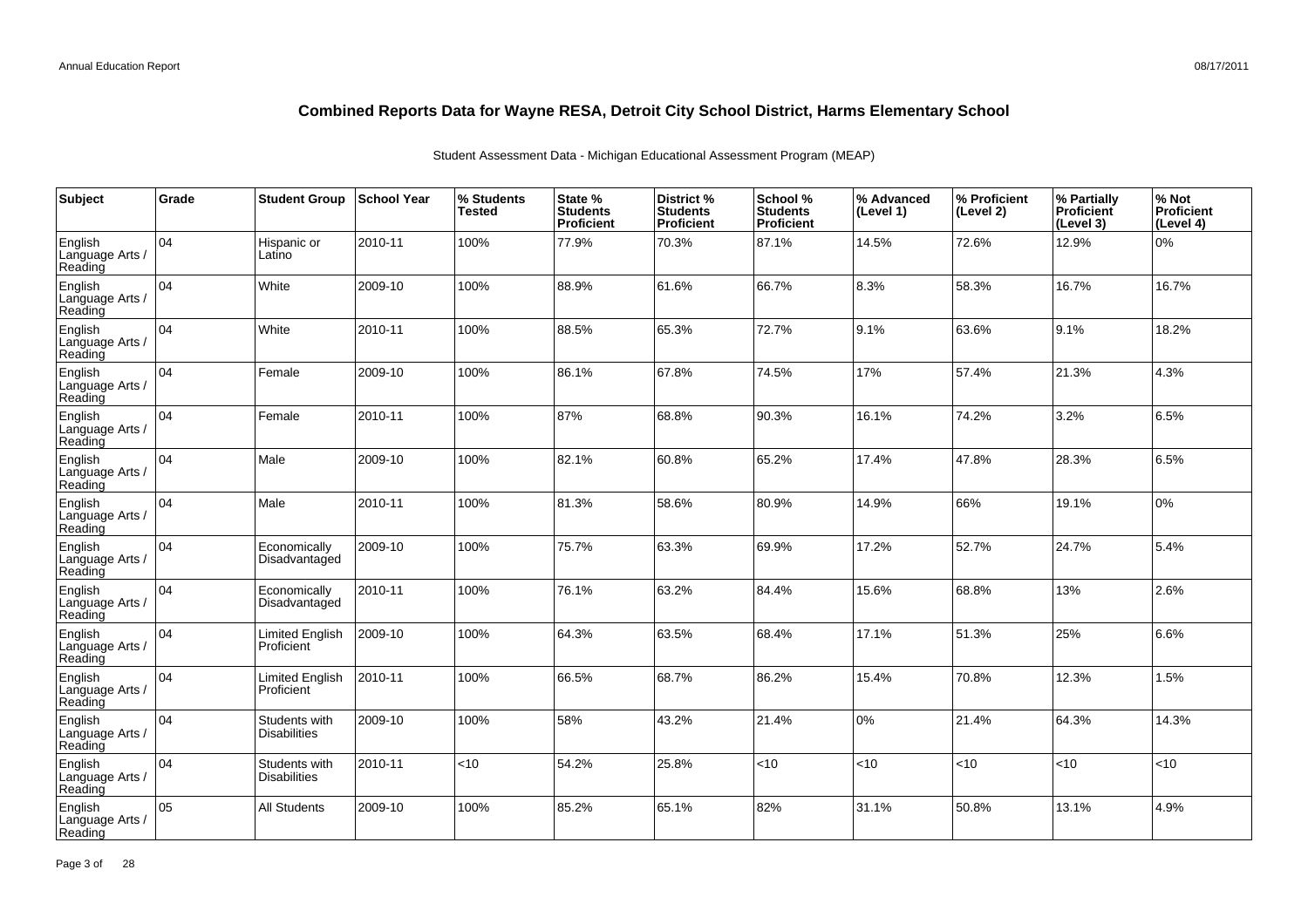# Combined Reports Data for Wayne RESA, Detroit City School District, Harms Elementary School

Student Assessment Data - Michigan Educational Assessment Program (MEAP)

| Subject | Grade | Student Group | School Year | % Students Tested | State % Students Proficient | District % Students Proficient | School % Students Proficient | % Advanced (Level 1) | % Proficient (Level 2) | % Partially Proficient (Level 3) | % Not Proficient (Level 4) |
|---|---|---|---|---|---|---|---|---|---|---|---|
| English Language Arts / Reading | 04 | Hispanic or Latino | 2010-11 | 100% | 77.9% | 70.3% | 87.1% | 14.5% | 72.6% | 12.9% | 0% |
| English Language Arts / Reading | 04 | White | 2009-10 | 100% | 88.9% | 61.6% | 66.7% | 8.3% | 58.3% | 16.7% | 16.7% |
| English Language Arts / Reading | 04 | White | 2010-11 | 100% | 88.5% | 65.3% | 72.7% | 9.1% | 63.6% | 9.1% | 18.2% |
| English Language Arts / Reading | 04 | Female | 2009-10 | 100% | 86.1% | 67.8% | 74.5% | 17% | 57.4% | 21.3% | 4.3% |
| English Language Arts / Reading | 04 | Female | 2010-11 | 100% | 87% | 68.8% | 90.3% | 16.1% | 74.2% | 3.2% | 6.5% |
| English Language Arts / Reading | 04 | Male | 2009-10 | 100% | 82.1% | 60.8% | 65.2% | 17.4% | 47.8% | 28.3% | 6.5% |
| English Language Arts / Reading | 04 | Male | 2010-11 | 100% | 81.3% | 58.6% | 80.9% | 14.9% | 66% | 19.1% | 0% |
| English Language Arts / Reading | 04 | Economically Disadvantaged | 2009-10 | 100% | 75.7% | 63.3% | 69.9% | 17.2% | 52.7% | 24.7% | 5.4% |
| English Language Arts / Reading | 04 | Economically Disadvantaged | 2010-11 | 100% | 76.1% | 63.2% | 84.4% | 15.6% | 68.8% | 13% | 2.6% |
| English Language Arts / Reading | 04 | Limited English Proficient | 2009-10 | 100% | 64.3% | 63.5% | 68.4% | 17.1% | 51.3% | 25% | 6.6% |
| English Language Arts / Reading | 04 | Limited English Proficient | 2010-11 | 100% | 66.5% | 68.7% | 86.2% | 15.4% | 70.8% | 12.3% | 1.5% |
| English Language Arts / Reading | 04 | Students with Disabilities | 2009-10 | 100% | 58% | 43.2% | 21.4% | 0% | 21.4% | 64.3% | 14.3% |
| English Language Arts / Reading | 04 | Students with Disabilities | 2010-11 | <10 | 54.2% | 25.8% | <10 | <10 | <10 | <10 | <10 |
| English Language Arts / Reading | 05 | All Students | 2009-10 | 100% | 85.2% | 65.1% | 82% | 31.1% | 50.8% | 13.1% | 4.9% |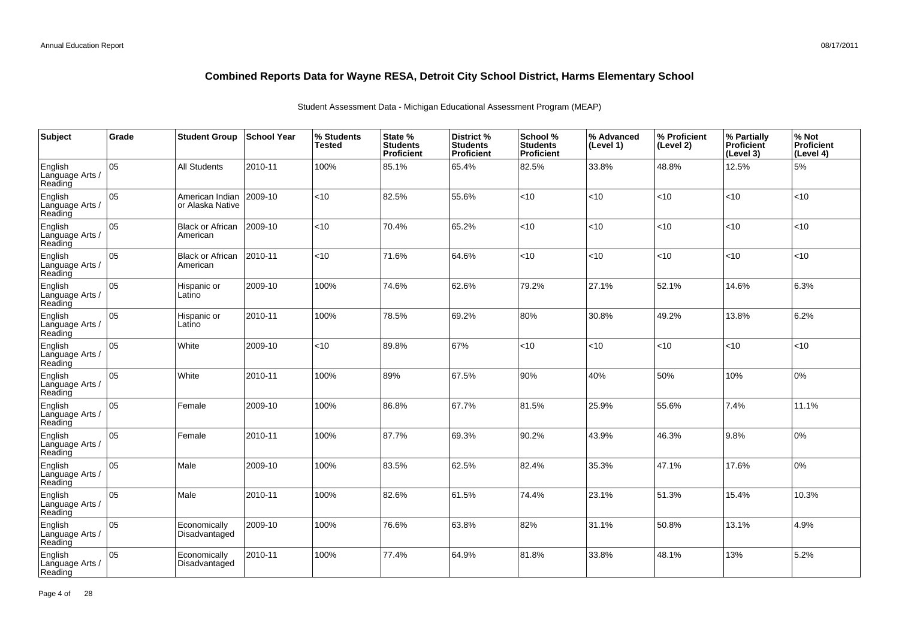# Combined Reports Data for Wayne RESA, Detroit City School District, Harms Elementary School

Student Assessment Data - Michigan Educational Assessment Program (MEAP)

| Subject | Grade | Student Group | School Year | % Students Tested | State % Students Proficient | District % Students Proficient | School % Students Proficient | % Advanced (Level 1) | % Proficient (Level 2) | % Partially Proficient (Level 3) | % Not Proficient (Level 4) |
|---|---|---|---|---|---|---|---|---|---|---|---|
| English Language Arts / Reading | 05 | All Students | 2010-11 | 100% | 85.1% | 65.4% | 82.5% | 33.8% | 48.8% | 12.5% | 5% |
| English Language Arts / Reading | 05 | American Indian or Alaska Native | 2009-10 | <10 | 82.5% | 55.6% | <10 | <10 | <10 | <10 | <10 |
| English Language Arts / Reading | 05 | Black or African American | 2009-10 | <10 | 70.4% | 65.2% | <10 | <10 | <10 | <10 | <10 |
| English Language Arts / Reading | 05 | Black or African American | 2010-11 | <10 | 71.6% | 64.6% | <10 | <10 | <10 | <10 | <10 |
| English Language Arts / Reading | 05 | Hispanic or Latino | 2009-10 | 100% | 74.6% | 62.6% | 79.2% | 27.1% | 52.1% | 14.6% | 6.3% |
| English Language Arts / Reading | 05 | Hispanic or Latino | 2010-11 | 100% | 78.5% | 69.2% | 80% | 30.8% | 49.2% | 13.8% | 6.2% |
| English Language Arts / Reading | 05 | White | 2009-10 | <10 | 89.8% | 67% | <10 | <10 | <10 | <10 | <10 |
| English Language Arts / Reading | 05 | White | 2010-11 | 100% | 89% | 67.5% | 90% | 40% | 50% | 10% | 0% |
| English Language Arts / Reading | 05 | Female | 2009-10 | 100% | 86.8% | 67.7% | 81.5% | 25.9% | 55.6% | 7.4% | 11.1% |
| English Language Arts / Reading | 05 | Female | 2010-11 | 100% | 87.7% | 69.3% | 90.2% | 43.9% | 46.3% | 9.8% | 0% |
| English Language Arts / Reading | 05 | Male | 2009-10 | 100% | 83.5% | 62.5% | 82.4% | 35.3% | 47.1% | 17.6% | 0% |
| English Language Arts / Reading | 05 | Male | 2010-11 | 100% | 82.6% | 61.5% | 74.4% | 23.1% | 51.3% | 15.4% | 10.3% |
| English Language Arts / Reading | 05 | Economically Disadvantaged | 2009-10 | 100% | 76.6% | 63.8% | 82% | 31.1% | 50.8% | 13.1% | 4.9% |
| English Language Arts / Reading | 05 | Economically Disadvantaged | 2010-11 | 100% | 77.4% | 64.9% | 81.8% | 33.8% | 48.1% | 13% | 5.2% |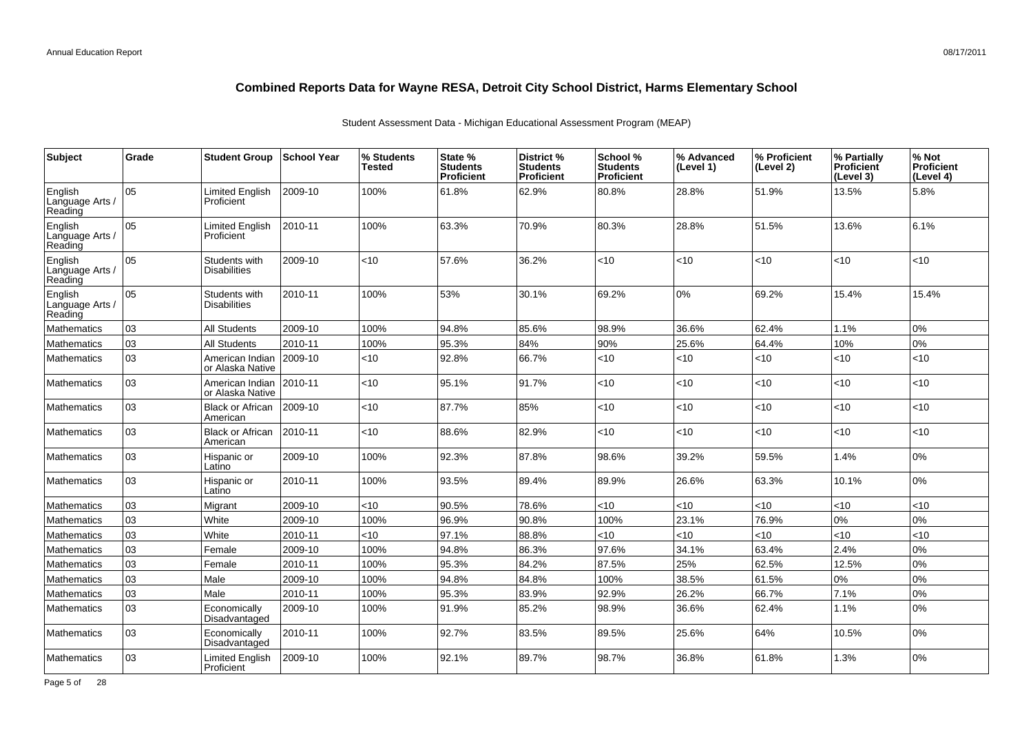## Combined Reports Data for Wayne RESA, Detroit City School District, Harms Elementary School

Student Assessment Data - Michigan Educational Assessment Program (MEAP)

| Subject | Grade | Student Group | School Year | % Students Tested | State % Students Proficient | District % Students Proficient | School % Students Proficient | % Advanced (Level 1) | % Proficient (Level 2) | % Partially Proficient (Level 3) | % Not Proficient (Level 4) |
|---|---|---|---|---|---|---|---|---|---|---|---|
| English Language Arts / Reading | 05 | Limited English Proficient | 2009-10 | 100% | 61.8% | 62.9% | 80.8% | 28.8% | 51.9% | 13.5% | 5.8% |
| English Language Arts / Reading | 05 | Limited English Proficient | 2010-11 | 100% | 63.3% | 70.9% | 80.3% | 28.8% | 51.5% | 13.6% | 6.1% |
| English Language Arts / Reading | 05 | Students with Disabilities | 2009-10 | <10 | 57.6% | 36.2% | <10 | <10 | <10 | <10 | <10 |
| English Language Arts / Reading | 05 | Students with Disabilities | 2010-11 | 100% | 53% | 30.1% | 69.2% | 0% | 69.2% | 15.4% | 15.4% |
| Mathematics | 03 | All Students | 2009-10 | 100% | 94.8% | 85.6% | 98.9% | 36.6% | 62.4% | 1.1% | 0% |
| Mathematics | 03 | All Students | 2010-11 | 100% | 95.3% | 84% | 90% | 25.6% | 64.4% | 10% | 0% |
| Mathematics | 03 | American Indian or Alaska Native | 2009-10 | <10 | 92.8% | 66.7% | <10 | <10 | <10 | <10 | <10 |
| Mathematics | 03 | American Indian or Alaska Native | 2010-11 | <10 | 95.1% | 91.7% | <10 | <10 | <10 | <10 | <10 |
| Mathematics | 03 | Black or African American | 2009-10 | <10 | 87.7% | 85% | <10 | <10 | <10 | <10 | <10 |
| Mathematics | 03 | Black or African American | 2010-11 | <10 | 88.6% | 82.9% | <10 | <10 | <10 | <10 | <10 |
| Mathematics | 03 | Hispanic or Latino | 2009-10 | 100% | 92.3% | 87.8% | 98.6% | 39.2% | 59.5% | 1.4% | 0% |
| Mathematics | 03 | Hispanic or Latino | 2010-11 | 100% | 93.5% | 89.4% | 89.9% | 26.6% | 63.3% | 10.1% | 0% |
| Mathematics | 03 | Migrant | 2009-10 | <10 | 90.5% | 78.6% | <10 | <10 | <10 | <10 | <10 |
| Mathematics | 03 | White | 2009-10 | 100% | 96.9% | 90.8% | 100% | 23.1% | 76.9% | 0% | 0% |
| Mathematics | 03 | White | 2010-11 | <10 | 97.1% | 88.8% | <10 | <10 | <10 | <10 | <10 |
| Mathematics | 03 | Female | 2009-10 | 100% | 94.8% | 86.3% | 97.6% | 34.1% | 63.4% | 2.4% | 0% |
| Mathematics | 03 | Female | 2010-11 | 100% | 95.3% | 84.2% | 87.5% | 25% | 62.5% | 12.5% | 0% |
| Mathematics | 03 | Male | 2009-10 | 100% | 94.8% | 84.8% | 100% | 38.5% | 61.5% | 0% | 0% |
| Mathematics | 03 | Male | 2010-11 | 100% | 95.3% | 83.9% | 92.9% | 26.2% | 66.7% | 7.1% | 0% |
| Mathematics | 03 | Economically Disadvantaged | 2009-10 | 100% | 91.9% | 85.2% | 98.9% | 36.6% | 62.4% | 1.1% | 0% |
| Mathematics | 03 | Economically Disadvantaged | 2010-11 | 100% | 92.7% | 83.5% | 89.5% | 25.6% | 64% | 10.5% | 0% |
| Mathematics | 03 | Limited English Proficient | 2009-10 | 100% | 92.1% | 89.7% | 98.7% | 36.8% | 61.8% | 1.3% | 0% |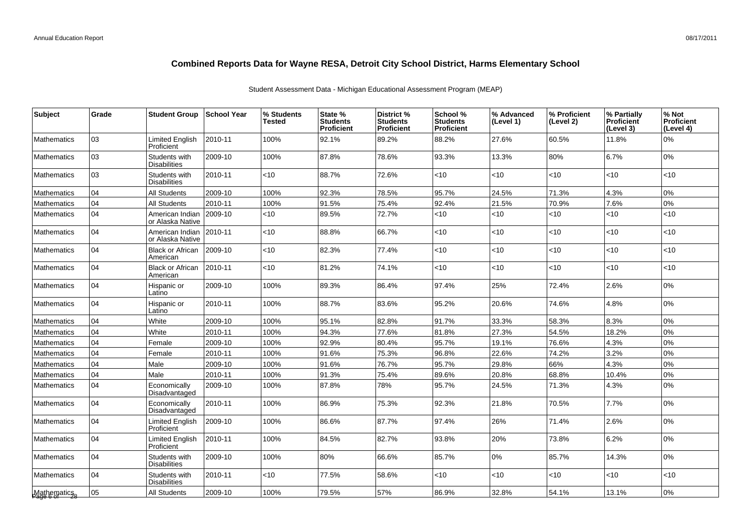## Combined Reports Data for Wayne RESA, Detroit City School District, Harms Elementary School

Student Assessment Data - Michigan Educational Assessment Program (MEAP)

| Subject | Grade | Student Group | School Year | % Students Tested | State % Students Proficient | District % Students Proficient | School % Students Proficient | % Advanced (Level 1) | % Proficient (Level 2) | % Partially Proficient (Level 3) | % Not Proficient (Level 4) |
|---|---|---|---|---|---|---|---|---|---|---|---|
| Mathematics | 03 | Limited English Proficient | 2010-11 | 100% | 92.1% | 89.2% | 88.2% | 27.6% | 60.5% | 11.8% | 0% |
| Mathematics | 03 | Students with Disabilities | 2009-10 | 100% | 87.8% | 78.6% | 93.3% | 13.3% | 80% | 6.7% | 0% |
| Mathematics | 03 | Students with Disabilities | 2010-11 | <10 | 88.7% | 72.6% | <10 | <10 | <10 | <10 | <10 |
| Mathematics | 04 | All Students | 2009-10 | 100% | 92.3% | 78.5% | 95.7% | 24.5% | 71.3% | 4.3% | 0% |
| Mathematics | 04 | All Students | 2010-11 | 100% | 91.5% | 75.4% | 92.4% | 21.5% | 70.9% | 7.6% | 0% |
| Mathematics | 04 | American Indian or Alaska Native | 2009-10 | <10 | 89.5% | 72.7% | <10 | <10 | <10 | <10 | <10 |
| Mathematics | 04 | American Indian or Alaska Native | 2010-11 | <10 | 88.8% | 66.7% | <10 | <10 | <10 | <10 | <10 |
| Mathematics | 04 | Black or African American | 2009-10 | <10 | 82.3% | 77.4% | <10 | <10 | <10 | <10 | <10 |
| Mathematics | 04 | Black or African American | 2010-11 | <10 | 81.2% | 74.1% | <10 | <10 | <10 | <10 | <10 |
| Mathematics | 04 | Hispanic or Latino | 2009-10 | 100% | 89.3% | 86.4% | 97.4% | 25% | 72.4% | 2.6% | 0% |
| Mathematics | 04 | Hispanic or Latino | 2010-11 | 100% | 88.7% | 83.6% | 95.2% | 20.6% | 74.6% | 4.8% | 0% |
| Mathematics | 04 | White | 2009-10 | 100% | 95.1% | 82.8% | 91.7% | 33.3% | 58.3% | 8.3% | 0% |
| Mathematics | 04 | White | 2010-11 | 100% | 94.3% | 77.6% | 81.8% | 27.3% | 54.5% | 18.2% | 0% |
| Mathematics | 04 | Female | 2009-10 | 100% | 92.9% | 80.4% | 95.7% | 19.1% | 76.6% | 4.3% | 0% |
| Mathematics | 04 | Female | 2010-11 | 100% | 91.6% | 75.3% | 96.8% | 22.6% | 74.2% | 3.2% | 0% |
| Mathematics | 04 | Male | 2009-10 | 100% | 91.6% | 76.7% | 95.7% | 29.8% | 66% | 4.3% | 0% |
| Mathematics | 04 | Male | 2010-11 | 100% | 91.3% | 75.4% | 89.6% | 20.8% | 68.8% | 10.4% | 0% |
| Mathematics | 04 | Economically Disadvantaged | 2009-10 | 100% | 87.8% | 78% | 95.7% | 24.5% | 71.3% | 4.3% | 0% |
| Mathematics | 04 | Economically Disadvantaged | 2010-11 | 100% | 86.9% | 75.3% | 92.3% | 21.8% | 70.5% | 7.7% | 0% |
| Mathematics | 04 | Limited English Proficient | 2009-10 | 100% | 86.6% | 87.7% | 97.4% | 26% | 71.4% | 2.6% | 0% |
| Mathematics | 04 | Limited English Proficient | 2010-11 | 100% | 84.5% | 82.7% | 93.8% | 20% | 73.8% | 6.2% | 0% |
| Mathematics | 04 | Students with Disabilities | 2009-10 | 100% | 80% | 66.6% | 85.7% | 0% | 85.7% | 14.3% | 0% |
| Mathematics | 04 | Students with Disabilities | 2010-11 | <10 | 77.5% | 58.6% | <10 | <10 | <10 | <10 | <10 |
| Mathematics | 05 | All Students | 2009-10 | 100% | 79.5% | 57% | 86.9% | 32.8% | 54.1% | 13.1% | 0% |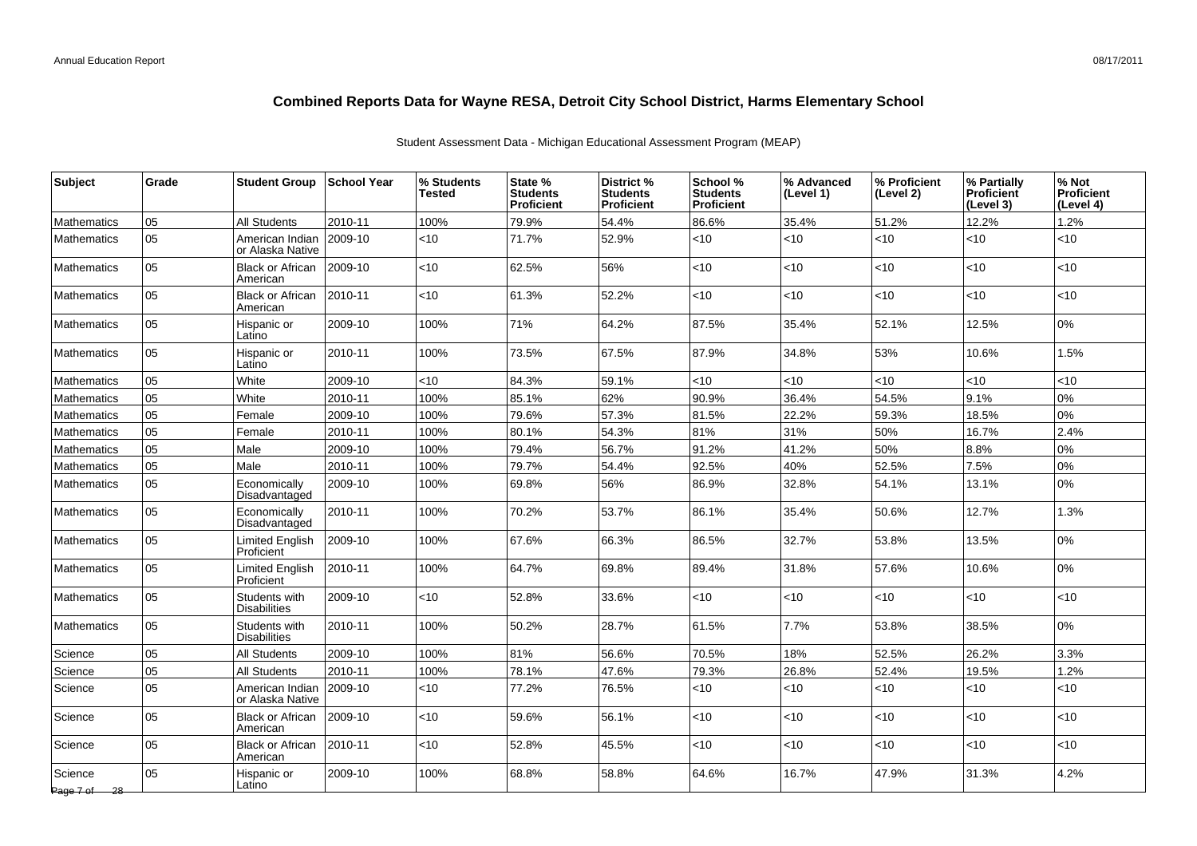# Combined Reports Data for Wayne RESA, Detroit City School District, Harms Elementary School

Student Assessment Data - Michigan Educational Assessment Program (MEAP)

| Subject | Grade | Student Group | School Year | % Students Tested | State % Students Proficient | District % Students Proficient | School % Students Proficient | % Advanced (Level 1) | % Proficient (Level 2) | % Partially Proficient (Level 3) | % Not Proficient (Level 4) |
|---|---|---|---|---|---|---|---|---|---|---|---|
| Mathematics | 05 | All Students | 2010-11 | 100% | 79.9% | 54.4% | 86.6% | 35.4% | 51.2% | 12.2% | 1.2% |
| Mathematics | 05 | American Indian or Alaska Native | 2009-10 | <10 | 71.7% | 52.9% | <10 | <10 | <10 | <10 | <10 |
| Mathematics | 05 | Black or African American | 2009-10 | <10 | 62.5% | 56% | <10 | <10 | <10 | <10 | <10 |
| Mathematics | 05 | Black or African American | 2010-11 | <10 | 61.3% | 52.2% | <10 | <10 | <10 | <10 | <10 |
| Mathematics | 05 | Hispanic or Latino | 2009-10 | 100% | 71% | 64.2% | 87.5% | 35.4% | 52.1% | 12.5% | 0% |
| Mathematics | 05 | Hispanic or Latino | 2010-11 | 100% | 73.5% | 67.5% | 87.9% | 34.8% | 53% | 10.6% | 1.5% |
| Mathematics | 05 | White | 2009-10 | <10 | 84.3% | 59.1% | <10 | <10 | <10 | <10 | <10 |
| Mathematics | 05 | White | 2010-11 | 100% | 85.1% | 62% | 90.9% | 36.4% | 54.5% | 9.1% | 0% |
| Mathematics | 05 | Female | 2009-10 | 100% | 79.6% | 57.3% | 81.5% | 22.2% | 59.3% | 18.5% | 0% |
| Mathematics | 05 | Female | 2010-11 | 100% | 80.1% | 54.3% | 81% | 31% | 50% | 16.7% | 2.4% |
| Mathematics | 05 | Male | 2009-10 | 100% | 79.4% | 56.7% | 91.2% | 41.2% | 50% | 8.8% | 0% |
| Mathematics | 05 | Male | 2010-11 | 100% | 79.7% | 54.4% | 92.5% | 40% | 52.5% | 7.5% | 0% |
| Mathematics | 05 | Economically Disadvantaged | 2009-10 | 100% | 69.8% | 56% | 86.9% | 32.8% | 54.1% | 13.1% | 0% |
| Mathematics | 05 | Economically Disadvantaged | 2010-11 | 100% | 70.2% | 53.7% | 86.1% | 35.4% | 50.6% | 12.7% | 1.3% |
| Mathematics | 05 | Limited English Proficient | 2009-10 | 100% | 67.6% | 66.3% | 86.5% | 32.7% | 53.8% | 13.5% | 0% |
| Mathematics | 05 | Limited English Proficient | 2010-11 | 100% | 64.7% | 69.8% | 89.4% | 31.8% | 57.6% | 10.6% | 0% |
| Mathematics | 05 | Students with Disabilities | 2009-10 | <10 | 52.8% | 33.6% | <10 | <10 | <10 | <10 | <10 |
| Mathematics | 05 | Students with Disabilities | 2010-11 | 100% | 50.2% | 28.7% | 61.5% | 7.7% | 53.8% | 38.5% | 0% |
| Science | 05 | All Students | 2009-10 | 100% | 81% | 56.6% | 70.5% | 18% | 52.5% | 26.2% | 3.3% |
| Science | 05 | All Students | 2010-11 | 100% | 78.1% | 47.6% | 79.3% | 26.8% | 52.4% | 19.5% | 1.2% |
| Science | 05 | American Indian or Alaska Native | 2009-10 | <10 | 77.2% | 76.5% | <10 | <10 | <10 | <10 | <10 |
| Science | 05 | Black or African American | 2009-10 | <10 | 59.6% | 56.1% | <10 | <10 | <10 | <10 | <10 |
| Science | 05 | Black or African American | 2010-11 | <10 | 52.8% | 45.5% | <10 | <10 | <10 | <10 | <10 |
| Science | 05 | Hispanic or Latino | 2009-10 | 100% | 68.8% | 58.8% | 64.6% | 16.7% | 47.9% | 31.3% | 4.2% |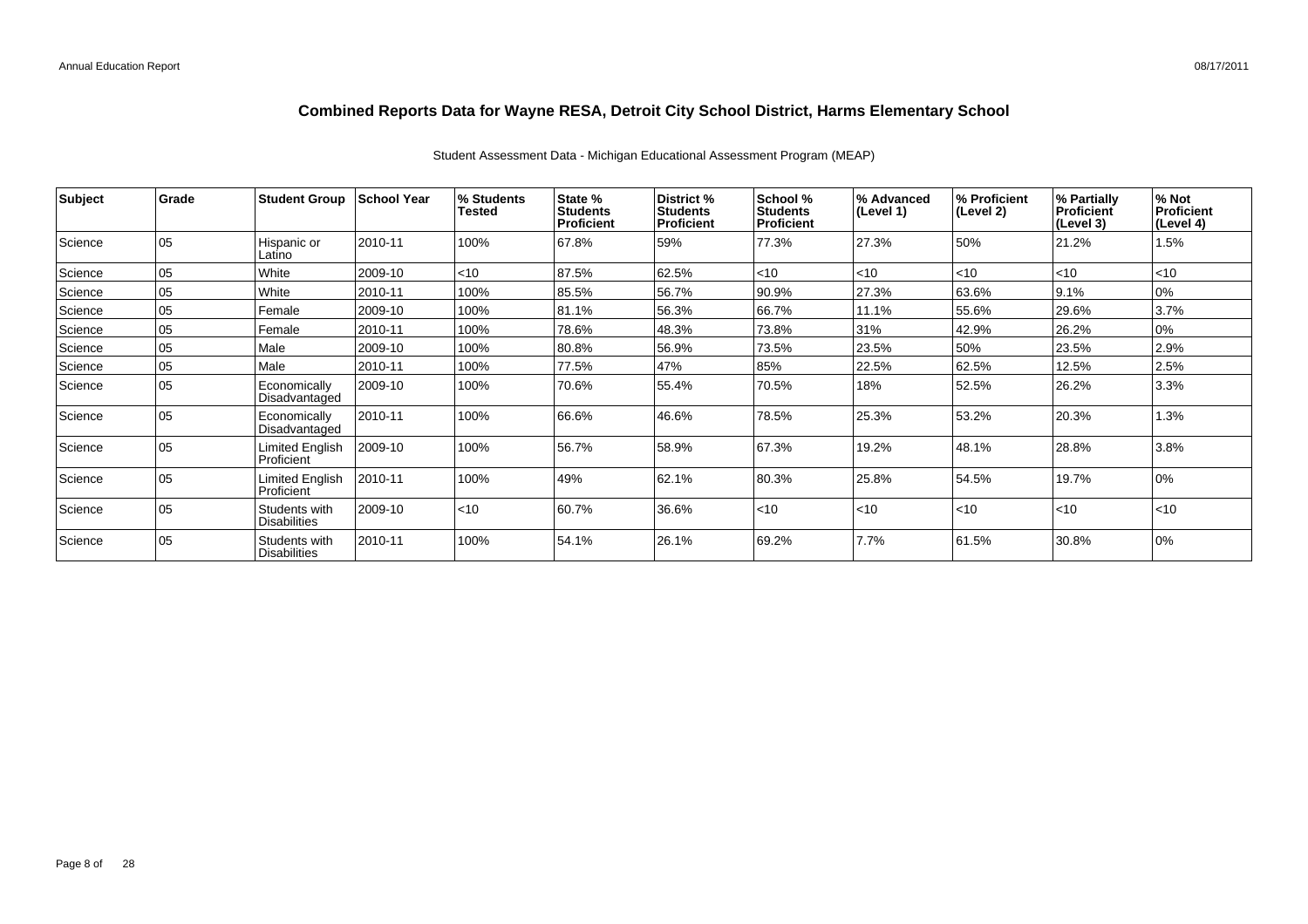# Combined Reports Data for Wayne RESA, Detroit City School District, Harms Elementary School

Student Assessment Data - Michigan Educational Assessment Program (MEAP)

| Subject | Grade | Student Group | School Year | % Students Tested | State % Students Proficient | District % Students Proficient | School % Students Proficient | % Advanced (Level 1) | % Proficient (Level 2) | % Partially Proficient (Level 3) | % Not Proficient (Level 4) |
|---|---|---|---|---|---|---|---|---|---|---|---|
| Science | 05 | Hispanic or Latino | 2010-11 | 100% | 67.8% | 59% | 77.3% | 27.3% | 50% | 21.2% | 1.5% |
| Science | 05 | White | 2009-10 | <10 | 87.5% | 62.5% | <10 | <10 | <10 | <10 | <10 |
| Science | 05 | White | 2010-11 | 100% | 85.5% | 56.7% | 90.9% | 27.3% | 63.6% | 9.1% | 0% |
| Science | 05 | Female | 2009-10 | 100% | 81.1% | 56.3% | 66.7% | 11.1% | 55.6% | 29.6% | 3.7% |
| Science | 05 | Female | 2010-11 | 100% | 78.6% | 48.3% | 73.8% | 31% | 42.9% | 26.2% | 0% |
| Science | 05 | Male | 2009-10 | 100% | 80.8% | 56.9% | 73.5% | 23.5% | 50% | 23.5% | 2.9% |
| Science | 05 | Male | 2010-11 | 100% | 77.5% | 47% | 85% | 22.5% | 62.5% | 12.5% | 2.5% |
| Science | 05 | Economically Disadvantaged | 2009-10 | 100% | 70.6% | 55.4% | 70.5% | 18% | 52.5% | 26.2% | 3.3% |
| Science | 05 | Economically Disadvantaged | 2010-11 | 100% | 66.6% | 46.6% | 78.5% | 25.3% | 53.2% | 20.3% | 1.3% |
| Science | 05 | Limited English Proficient | 2009-10 | 100% | 56.7% | 58.9% | 67.3% | 19.2% | 48.1% | 28.8% | 3.8% |
| Science | 05 | Limited English Proficient | 2010-11 | 100% | 49% | 62.1% | 80.3% | 25.8% | 54.5% | 19.7% | 0% |
| Science | 05 | Students with Disabilities | 2009-10 | <10 | 60.7% | 36.6% | <10 | <10 | <10 | <10 | <10 |
| Science | 05 | Students with Disabilities | 2010-11 | 100% | 54.1% | 26.1% | 69.2% | 7.7% | 61.5% | 30.8% | 0% |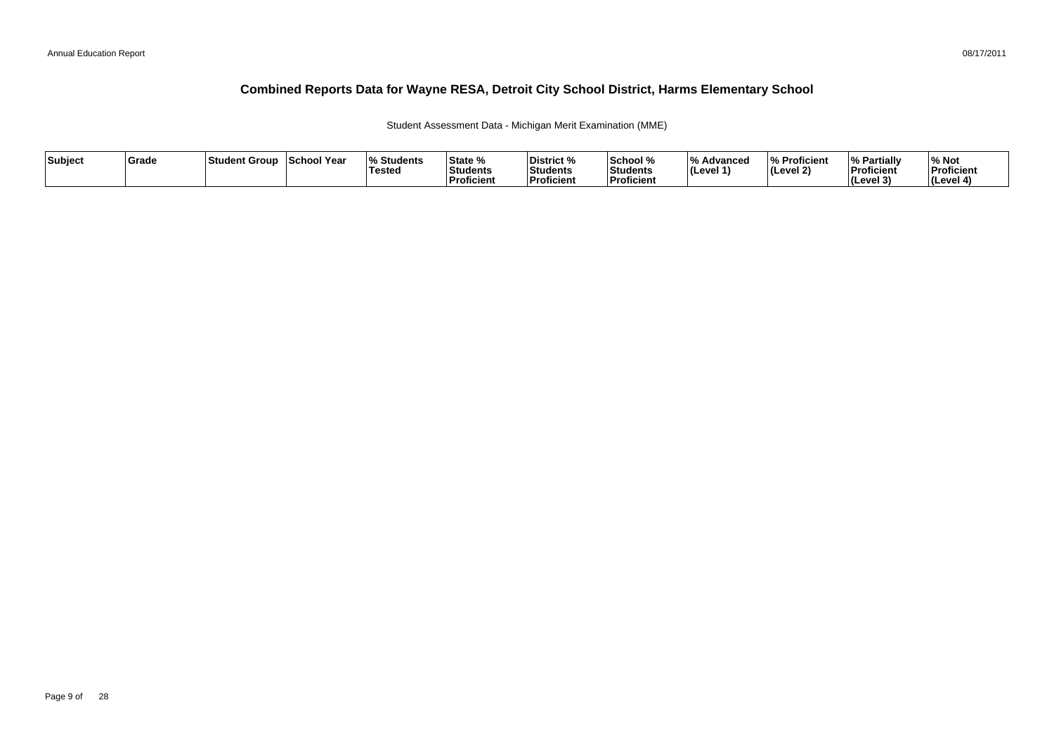# Combined Reports Data for Wayne RESA, Detroit City School District, Harms Elementary School

Student Assessment Data - Michigan Merit Examination (MME)

| Subject | Grade | Student Group | School Year | % Students Tested | State % Students Proficient | District % Students Proficient | School % Students Proficient | % Advanced (Level 1) | % Proficient (Level 2) | % Partially Proficient (Level 3) | % Not Proficient (Level 4) |
|---|---|---|---|---|---|---|---|---|---|---|---|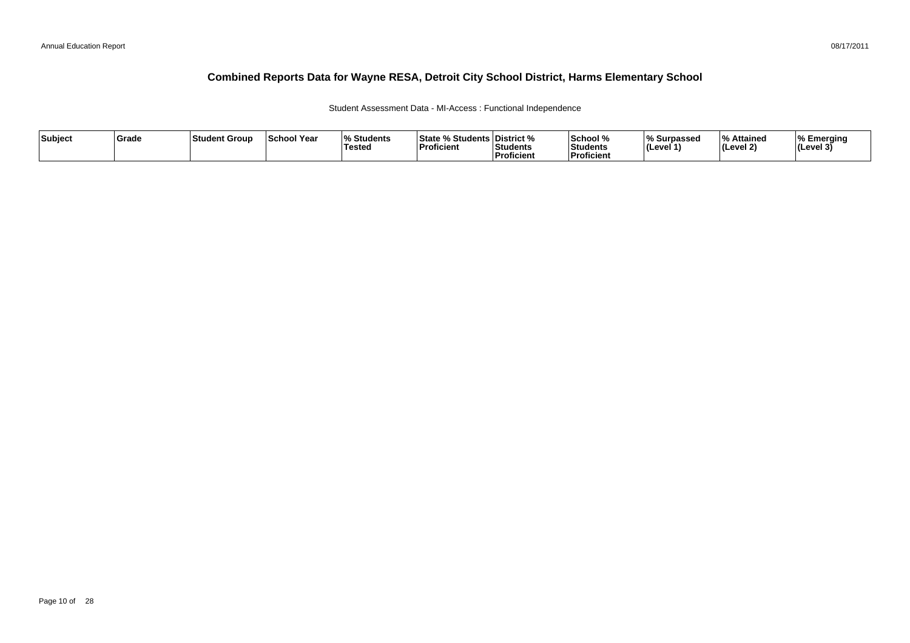# Combined Reports Data for Wayne RESA, Detroit City School District, Harms Elementary School

Student Assessment Data - MI-Access : Functional Independence

| Subject | Grade | Student Group | School Year | % Students Tested | State % Students Proficient | District % Students Proficient | School % Students Proficient | % Surpassed (Level 1) | % Attained (Level 2) | % Emerging (Level 3) |
|---|---|---|---|---|---|---|---|---|---|---|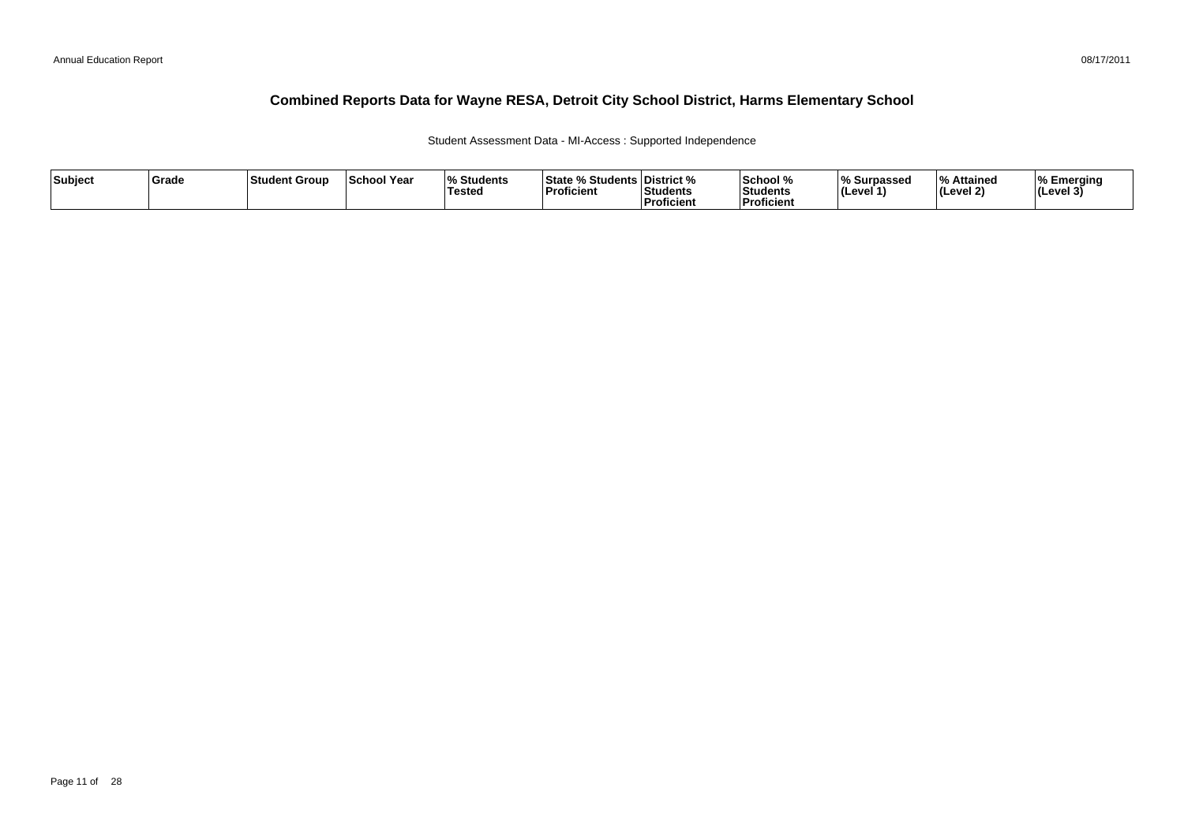# Combined Reports Data for Wayne RESA, Detroit City School District, Harms Elementary School

Student Assessment Data - MI-Access : Supported Independence

| Subject | Grade | Student Group | School Year | % Students Tested | State % Students Proficient | District % Students Proficient | School % Students Proficient | % Surpassed (Level 1) | % Attained (Level 2) | % Emerging (Level 3) |
|---|---|---|---|---|---|---|---|---|---|---|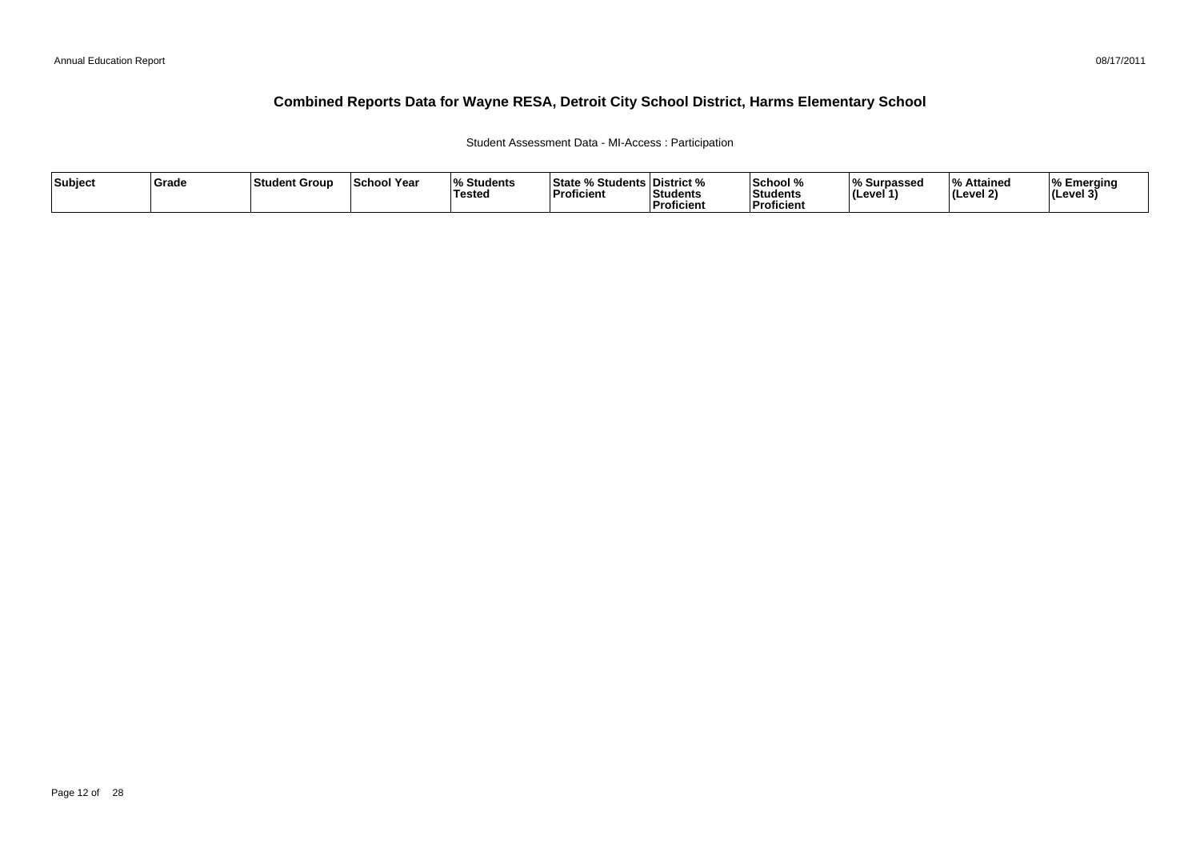# Combined Reports Data for Wayne RESA, Detroit City School District, Harms Elementary School

Student Assessment Data - MI-Access : Participation

| Subject | Grade | Student Group | School Year | % Students Tested | State % Students Proficient | District % Students Proficient | School % Students Proficient | % Surpassed (Level 1) | % Attained (Level 2) | % Emerging (Level 3) |
|---|---|---|---|---|---|---|---|---|---|---|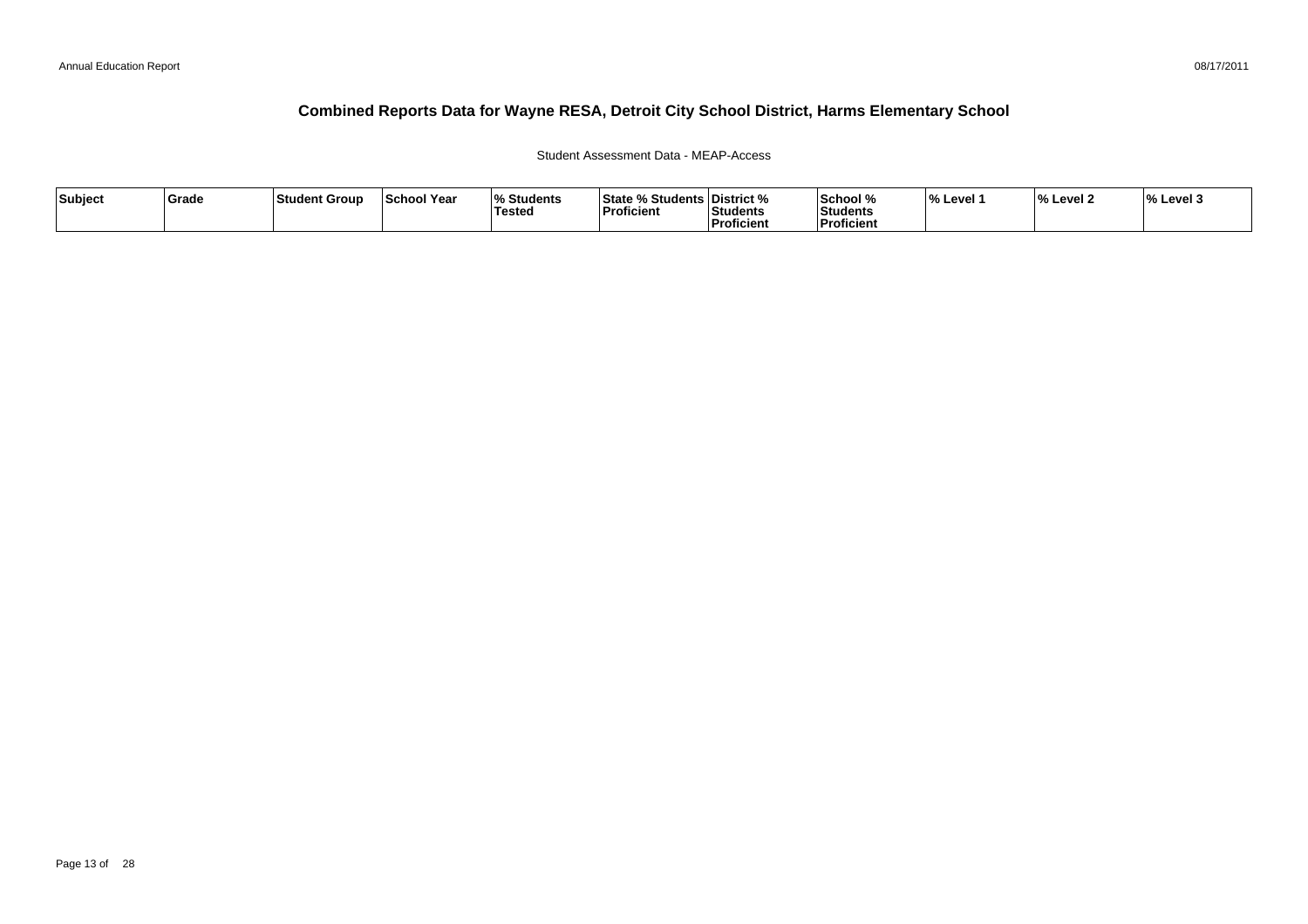# Combined Reports Data for Wayne RESA, Detroit City School District, Harms Elementary School

Student Assessment Data - MEAP-Access

| Subject | Grade | Student Group | School Year | % Students Tested | State % Students Proficient | District % Students Proficient | School % Students Proficient | % Level 1 | % Level 2 | % Level 3 |
|---|---|---|---|---|---|---|---|---|---|---|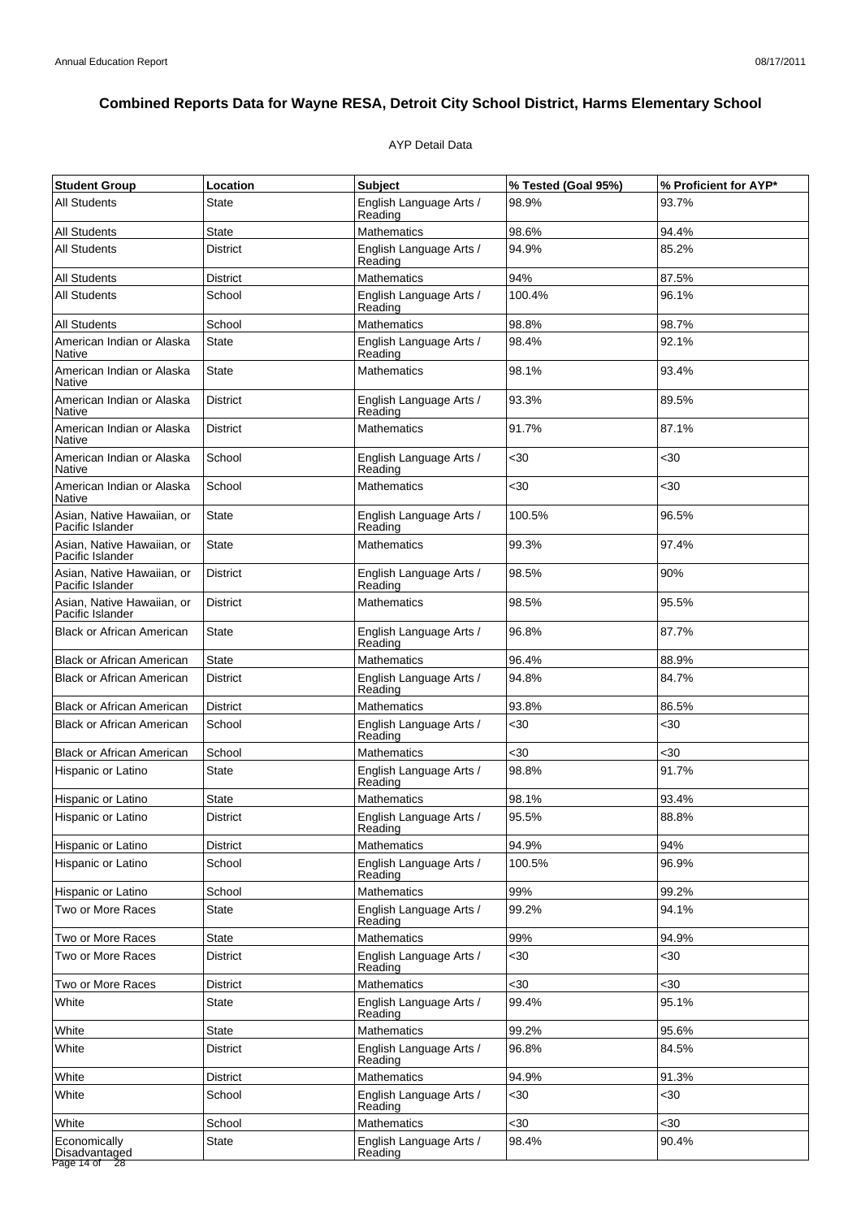# Combined Reports Data for Wayne RESA, Detroit City School District, Harms Elementary School

AYP Detail Data

| Student Group | Location | Subject | % Tested (Goal 95%) | % Proficient for AYP* |
|---|---|---|---|---|
| All Students | State | English Language Arts / Reading | 98.9% | 93.7% |
| All Students | State | Mathematics | 98.6% | 94.4% |
| All Students | District | English Language Arts / Reading | 94.9% | 85.2% |
| All Students | District | Mathematics | 94% | 87.5% |
| All Students | School | English Language Arts / Reading | 100.4% | 96.1% |
| All Students | School | Mathematics | 98.8% | 98.7% |
| American Indian or Alaska Native | State | English Language Arts / Reading | 98.4% | 92.1% |
| American Indian or Alaska Native | State | Mathematics | 98.1% | 93.4% |
| American Indian or Alaska Native | District | English Language Arts / Reading | 93.3% | 89.5% |
| American Indian or Alaska Native | District | Mathematics | 91.7% | 87.1% |
| American Indian or Alaska Native | School | English Language Arts / Reading | <30 | <30 |
| American Indian or Alaska Native | School | Mathematics | <30 | <30 |
| Asian, Native Hawaiian, or Pacific Islander | State | English Language Arts / Reading | 100.5% | 96.5% |
| Asian, Native Hawaiian, or Pacific Islander | State | Mathematics | 99.3% | 97.4% |
| Asian, Native Hawaiian, or Pacific Islander | District | English Language Arts / Reading | 98.5% | 90% |
| Asian, Native Hawaiian, or Pacific Islander | District | Mathematics | 98.5% | 95.5% |
| Black or African American | State | English Language Arts / Reading | 96.8% | 87.7% |
| Black or African American | State | Mathematics | 96.4% | 88.9% |
| Black or African American | District | English Language Arts / Reading | 94.8% | 84.7% |
| Black or African American | District | Mathematics | 93.8% | 86.5% |
| Black or African American | School | English Language Arts / Reading | <30 | <30 |
| Black or African American | School | Mathematics | <30 | <30 |
| Hispanic or Latino | State | English Language Arts / Reading | 98.8% | 91.7% |
| Hispanic or Latino | State | Mathematics | 98.1% | 93.4% |
| Hispanic or Latino | District | English Language Arts / Reading | 95.5% | 88.8% |
| Hispanic or Latino | District | Mathematics | 94.9% | 94% |
| Hispanic or Latino | School | English Language Arts / Reading | 100.5% | 96.9% |
| Hispanic or Latino | School | Mathematics | 99% | 99.2% |
| Two or More Races | State | English Language Arts / Reading | 99.2% | 94.1% |
| Two or More Races | State | Mathematics | 99% | 94.9% |
| Two or More Races | District | English Language Arts / Reading | <30 | <30 |
| Two or More Races | District | Mathematics | <30 | <30 |
| White | State | English Language Arts / Reading | 99.4% | 95.1% |
| White | State | Mathematics | 99.2% | 95.6% |
| White | District | English Language Arts / Reading | 96.8% | 84.5% |
| White | District | Mathematics | 94.9% | 91.3% |
| White | School | English Language Arts / Reading | <30 | <30 |
| White | School | Mathematics | <30 | <30 |
| Economically Disadvantaged | State | English Language Arts / Reading | 98.4% | 90.4% |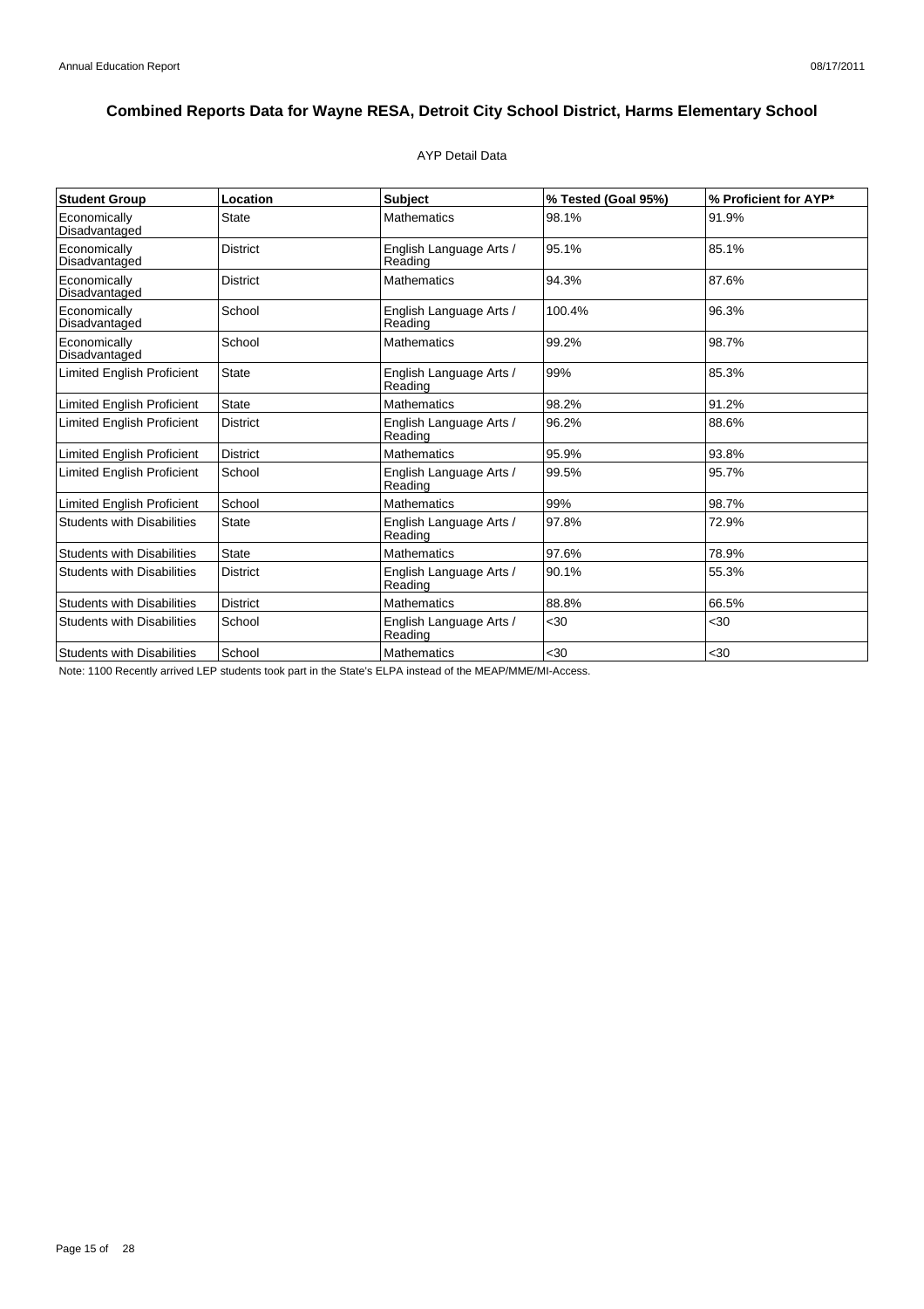# Combined Reports Data for Wayne RESA, Detroit City School District, Harms Elementary School

AYP Detail Data

| Student Group | Location | Subject | % Tested (Goal 95%) | % Proficient for AYP* |
|---|---|---|---|---|
| Economically Disadvantaged | State | Mathematics | 98.1% | 91.9% |
| Economically Disadvantaged | District | English Language Arts / Reading | 95.1% | 85.1% |
| Economically Disadvantaged | District | Mathematics | 94.3% | 87.6% |
| Economically Disadvantaged | School | English Language Arts / Reading | 100.4% | 96.3% |
| Economically Disadvantaged | School | Mathematics | 99.2% | 98.7% |
| Limited English Proficient | State | English Language Arts / Reading | 99% | 85.3% |
| Limited English Proficient | State | Mathematics | 98.2% | 91.2% |
| Limited English Proficient | District | English Language Arts / Reading | 96.2% | 88.6% |
| Limited English Proficient | District | Mathematics | 95.9% | 93.8% |
| Limited English Proficient | School | English Language Arts / Reading | 99.5% | 95.7% |
| Limited English Proficient | School | Mathematics | 99% | 98.7% |
| Students with Disabilities | State | English Language Arts / Reading | 97.8% | 72.9% |
| Students with Disabilities | State | Mathematics | 97.6% | 78.9% |
| Students with Disabilities | District | English Language Arts / Reading | 90.1% | 55.3% |
| Students with Disabilities | District | Mathematics | 88.8% | 66.5% |
| Students with Disabilities | School | English Language Arts / Reading | <30 | <30 |
| Students with Disabilities | School | Mathematics | <30 | <30 |

Note: 1100 Recently arrived LEP students took part in the State's ELPA instead of the MEAP/MME/MI-Access.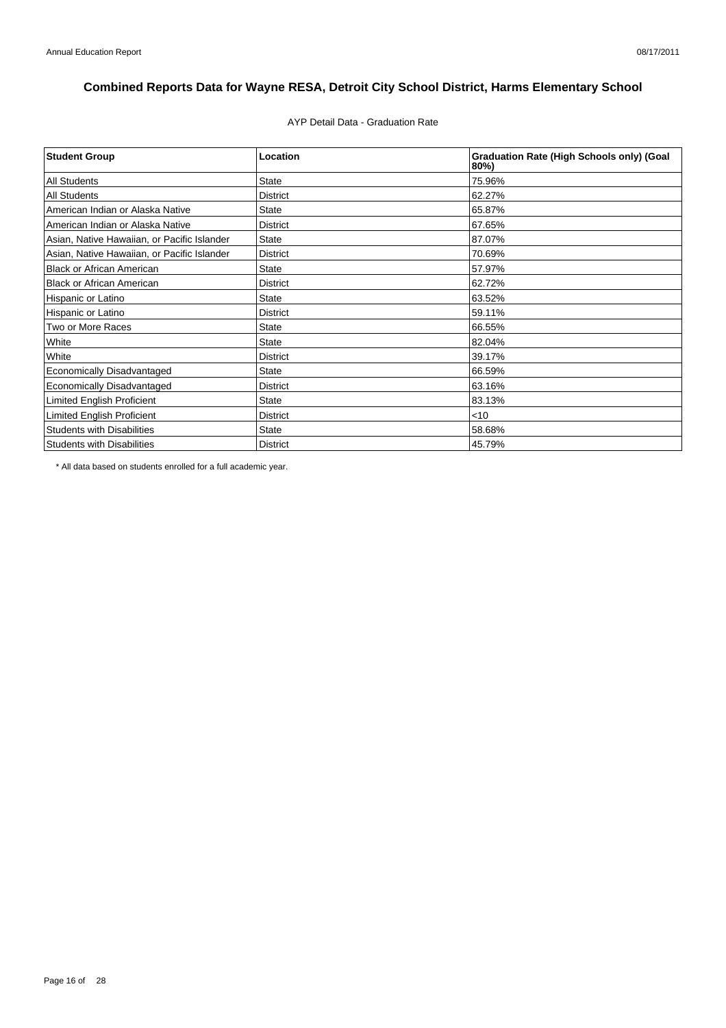# Combined Reports Data for Wayne RESA, Detroit City School District, Harms Elementary School

AYP Detail Data - Graduation Rate

| Student Group | Location | Graduation Rate (High Schools only) (Goal 80%) |
|---|---|---|
| All Students | State | 75.96% |
| All Students | District | 62.27% |
| American Indian or Alaska Native | State | 65.87% |
| American Indian or Alaska Native | District | 67.65% |
| Asian, Native Hawaiian, or Pacific Islander | State | 87.07% |
| Asian, Native Hawaiian, or Pacific Islander | District | 70.69% |
| Black or African American | State | 57.97% |
| Black or African American | District | 62.72% |
| Hispanic or Latino | State | 63.52% |
| Hispanic or Latino | District | 59.11% |
| Two or More Races | State | 66.55% |
| White | State | 82.04% |
| White | District | 39.17% |
| Economically Disadvantaged | State | 66.59% |
| Economically Disadvantaged | District | 63.16% |
| Limited English Proficient | State | 83.13% |
| Limited English Proficient | District | <10 |
| Students with Disabilities | State | 58.68% |
| Students with Disabilities | District | 45.79% |

* All data based on students enrolled for a full academic year.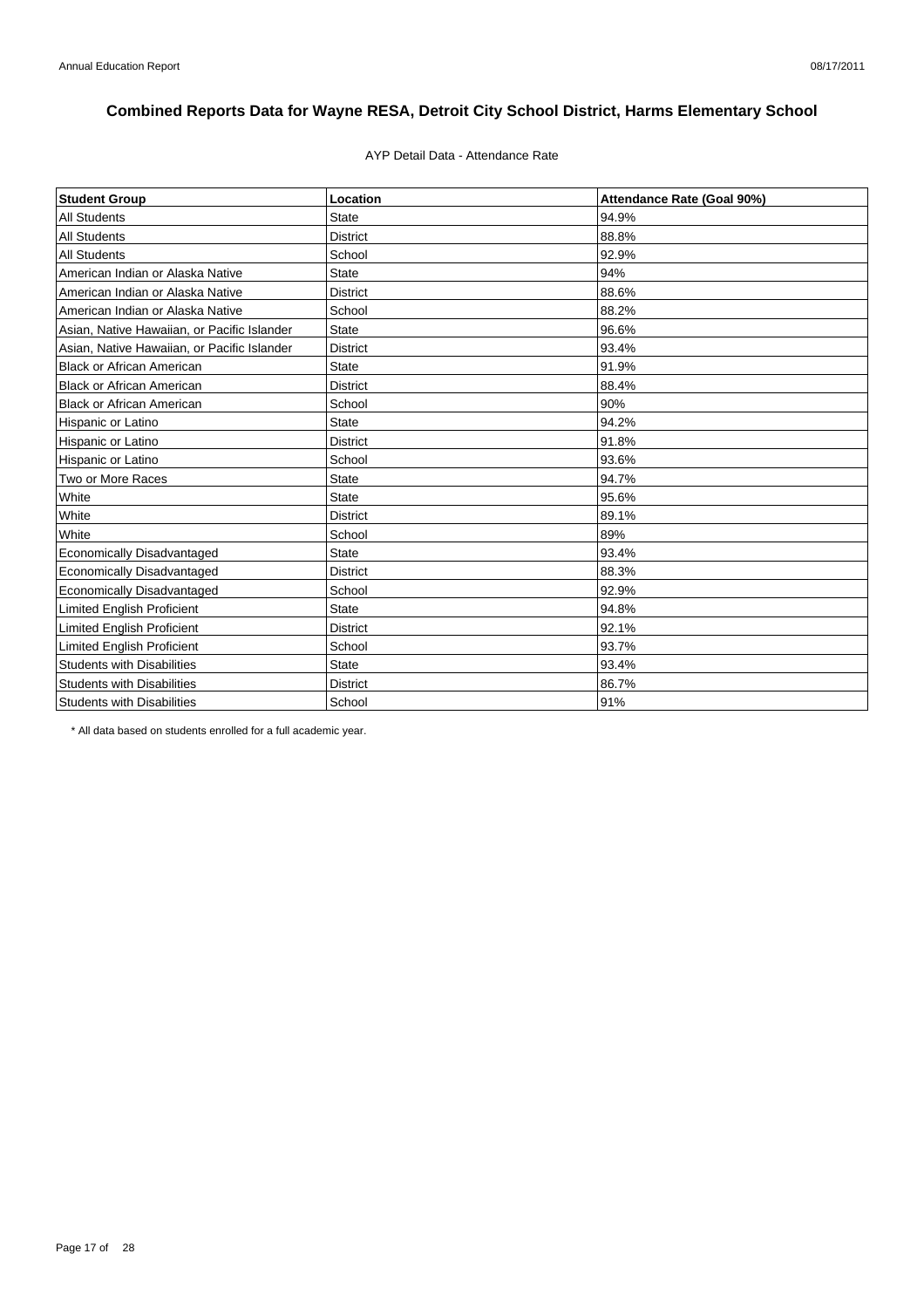# Combined Reports Data for Wayne RESA, Detroit City School District, Harms Elementary School

AYP Detail Data - Attendance Rate

| Student Group | Location | Attendance Rate (Goal 90%) |
|---|---|---|
| All Students | State | 94.9% |
| All Students | District | 88.8% |
| All Students | School | 92.9% |
| American Indian or Alaska Native | State | 94% |
| American Indian or Alaska Native | District | 88.6% |
| American Indian or Alaska Native | School | 88.2% |
| Asian, Native Hawaiian, or Pacific Islander | State | 96.6% |
| Asian, Native Hawaiian, or Pacific Islander | District | 93.4% |
| Black or African American | State | 91.9% |
| Black or African American | District | 88.4% |
| Black or African American | School | 90% |
| Hispanic or Latino | State | 94.2% |
| Hispanic or Latino | District | 91.8% |
| Hispanic or Latino | School | 93.6% |
| Two or More Races | State | 94.7% |
| White | State | 95.6% |
| White | District | 89.1% |
| White | School | 89% |
| Economically Disadvantaged | State | 93.4% |
| Economically Disadvantaged | District | 88.3% |
| Economically Disadvantaged | School | 92.9% |
| Limited English Proficient | State | 94.8% |
| Limited English Proficient | District | 92.1% |
| Limited English Proficient | School | 93.7% |
| Students with Disabilities | State | 93.4% |
| Students with Disabilities | District | 86.7% |
| Students with Disabilities | School | 91% |

* All data based on students enrolled for a full academic year.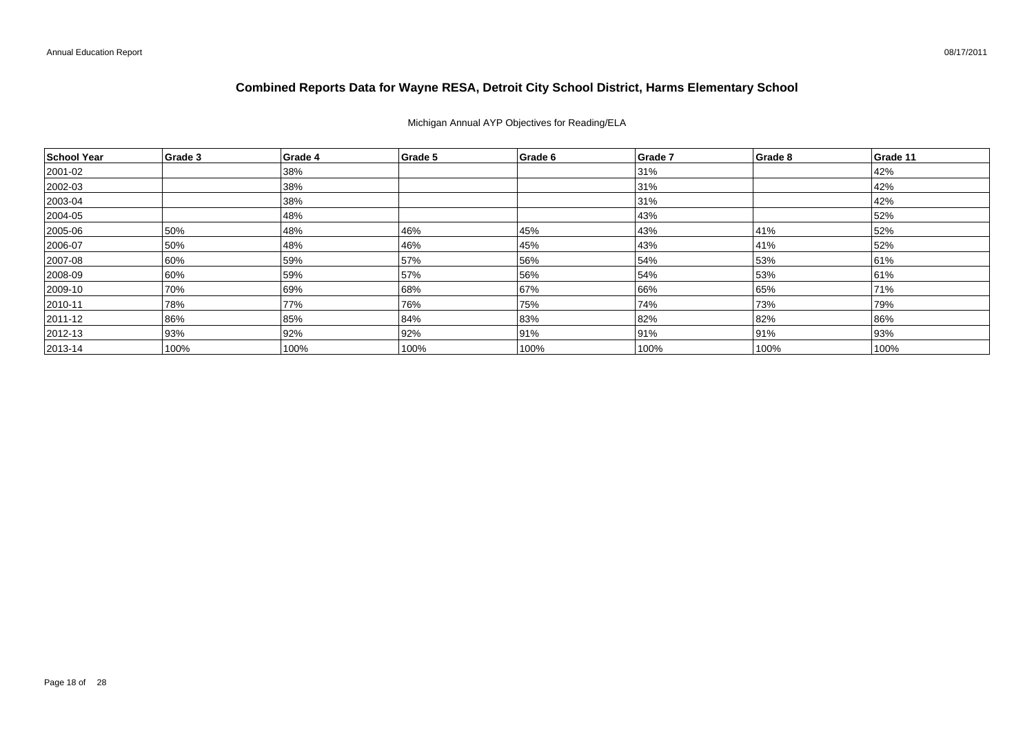# Combined Reports Data for Wayne RESA, Detroit City School District, Harms Elementary School

Michigan Annual AYP Objectives for Reading/ELA

| School Year | Grade 3 | Grade 4 | Grade 5 | Grade 6 | Grade 7 | Grade 8 | Grade 11 |
|---|---|---|---|---|---|---|---|
| 2001-02 | | 38% | | | 31% | | 42% |
| 2002-03 | | 38% | | | 31% | | 42% |
| 2003-04 | | 38% | | | 31% | | 42% |
| 2004-05 | | 48% | | | 43% | | 52% |
| 2005-06 | 50% | 48% | 46% | 45% | 43% | 41% | 52% |
| 2006-07 | 50% | 48% | 46% | 45% | 43% | 41% | 52% |
| 2007-08 | 60% | 59% | 57% | 56% | 54% | 53% | 61% |
| 2008-09 | 60% | 59% | 57% | 56% | 54% | 53% | 61% |
| 2009-10 | 70% | 69% | 68% | 67% | 66% | 65% | 71% |
| 2010-11 | 78% | 77% | 76% | 75% | 74% | 73% | 79% |
| 2011-12 | 86% | 85% | 84% | 83% | 82% | 82% | 86% |
| 2012-13 | 93% | 92% | 92% | 91% | 91% | 91% | 93% |
| 2013-14 | 100% | 100% | 100% | 100% | 100% | 100% | 100% |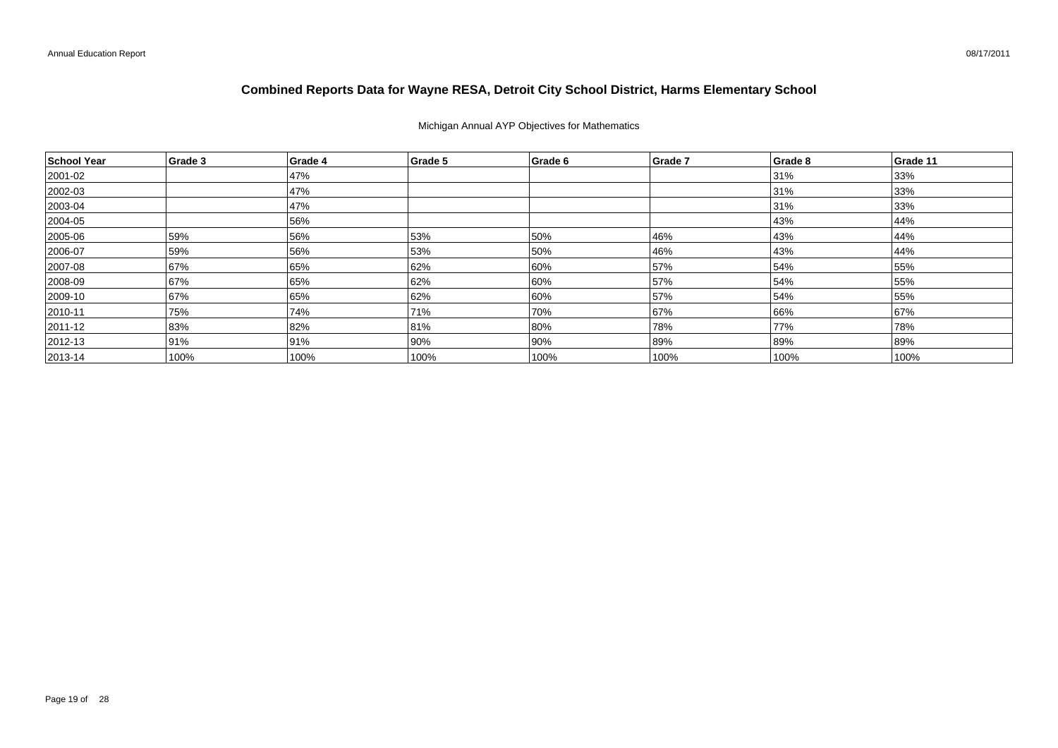# Combined Reports Data for Wayne RESA, Detroit City School District, Harms Elementary School

Michigan Annual AYP Objectives for Mathematics

| School Year | Grade 3 | Grade 4 | Grade 5 | Grade 6 | Grade 7 | Grade 8 | Grade 11 |
|---|---|---|---|---|---|---|---|
| 2001-02 | | 47% | | | | 31% | 33% |
| 2002-03 | | 47% | | | | 31% | 33% |
| 2003-04 | | 47% | | | | 31% | 33% |
| 2004-05 | | 56% | | | | 43% | 44% |
| 2005-06 | 59% | 56% | 53% | 50% | 46% | 43% | 44% |
| 2006-07 | 59% | 56% | 53% | 50% | 46% | 43% | 44% |
| 2007-08 | 67% | 65% | 62% | 60% | 57% | 54% | 55% |
| 2008-09 | 67% | 65% | 62% | 60% | 57% | 54% | 55% |
| 2009-10 | 67% | 65% | 62% | 60% | 57% | 54% | 55% |
| 2010-11 | 75% | 74% | 71% | 70% | 67% | 66% | 67% |
| 2011-12 | 83% | 82% | 81% | 80% | 78% | 77% | 78% |
| 2012-13 | 91% | 91% | 90% | 90% | 89% | 89% | 89% |
| 2013-14 | 100% | 100% | 100% | 100% | 100% | 100% | 100% |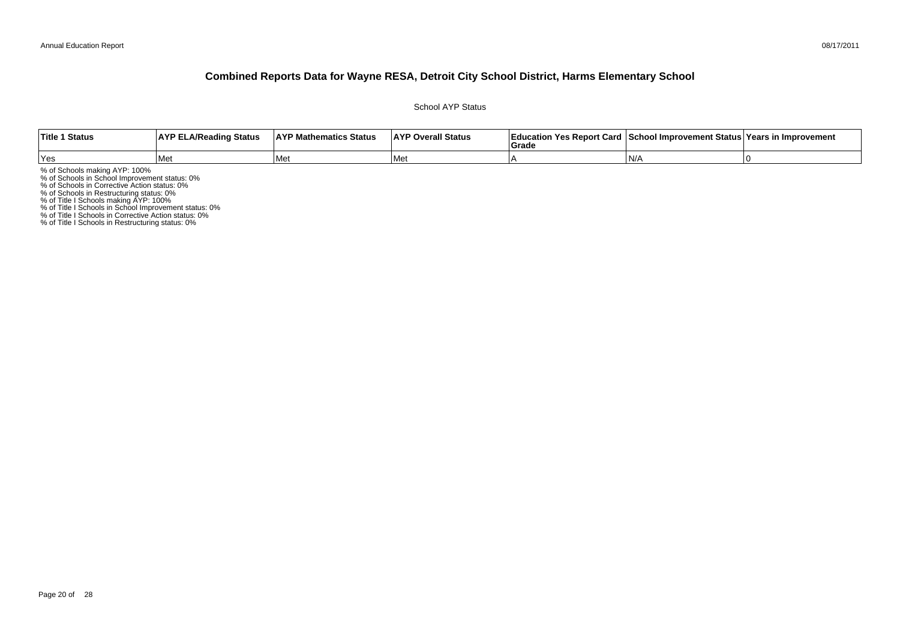# Combined Reports Data for Wayne RESA, Detroit City School District, Harms Elementary School

School AYP Status

| Title 1 Status | AYP ELA/Reading Status | AYP Mathematics Status | AYP Overall Status | Education Yes Report Card Grade | School Improvement Status | Years in Improvement |
|---|---|---|---|---|---|---|
| Yes | Met | Met | Met | A | N/A | 0 |

% of Schools making AYP: 100%
% of Schools in School Improvement status: 0%
% of Schools in Corrective Action status: 0%
% of Schools in Restructuring status: 0%
% of Title I Schools making AYP: 100%
% of Title I Schools in School Improvement status: 0%
% of Title I Schools in Corrective Action status: 0%
% of Title I Schools in Restructuring status: 0%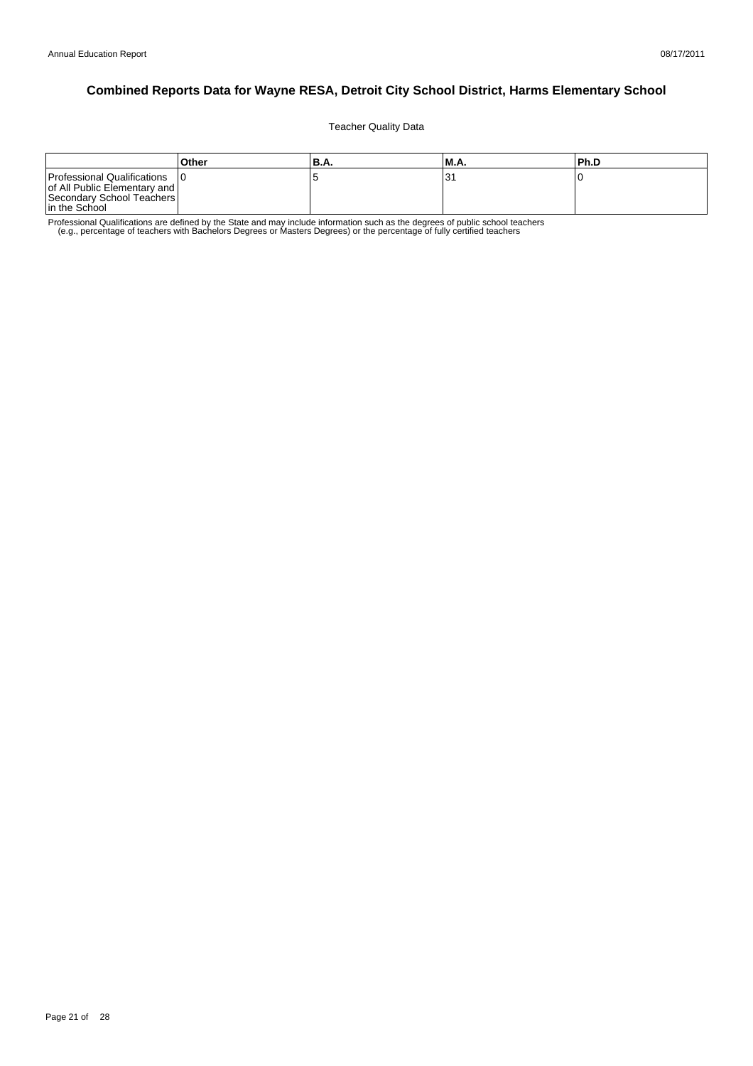# Combined Reports Data for Wayne RESA, Detroit City School District, Harms Elementary School

Teacher Quality Data

| | Other | B.A. | M.A. | Ph.D |
|---|---|---|---|---|
| Professional Qualifications of All Public Elementary and Secondary School Teachers in the School | 0 | 5 | 31 | 0 |

Professional Qualifications are defined by the State and may include information such as the degrees of public school teachers (e.g., percentage of teachers with Bachelors Degrees or Masters Degrees) or the percentage of fully certified teachers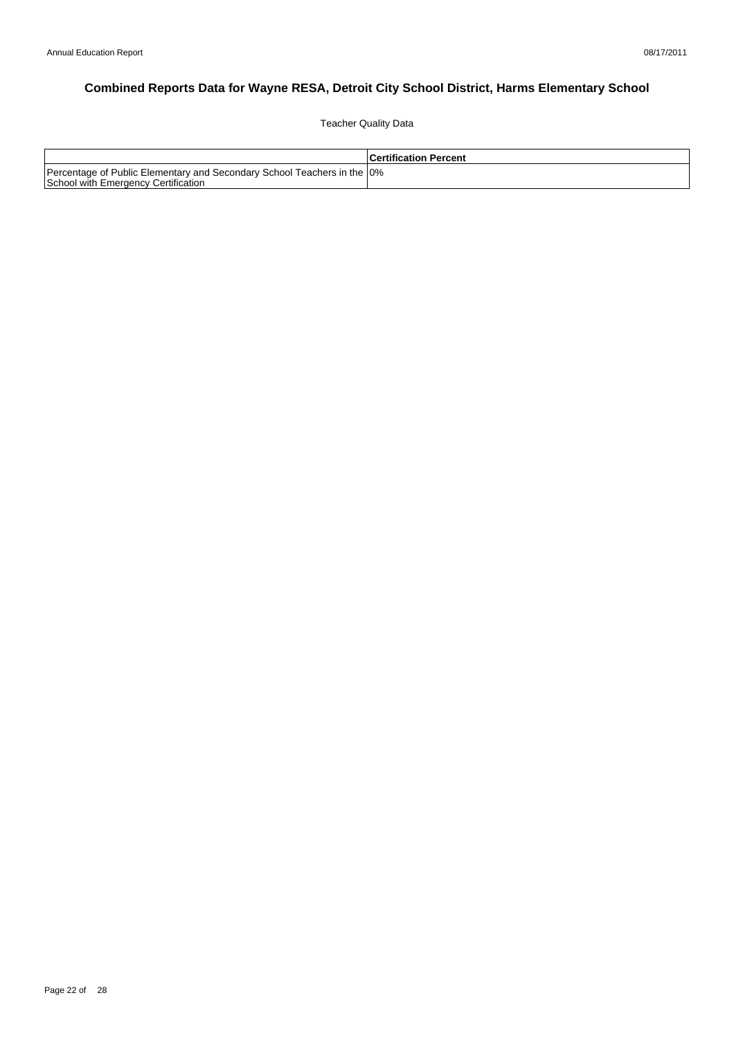# Combined Reports Data for Wayne RESA, Detroit City School District, Harms Elementary School

Teacher Quality Data

| | Certification Percent |
|---|---|
| Percentage of Public Elementary and Secondary School Teachers in the School with Emergency Certification | 0% |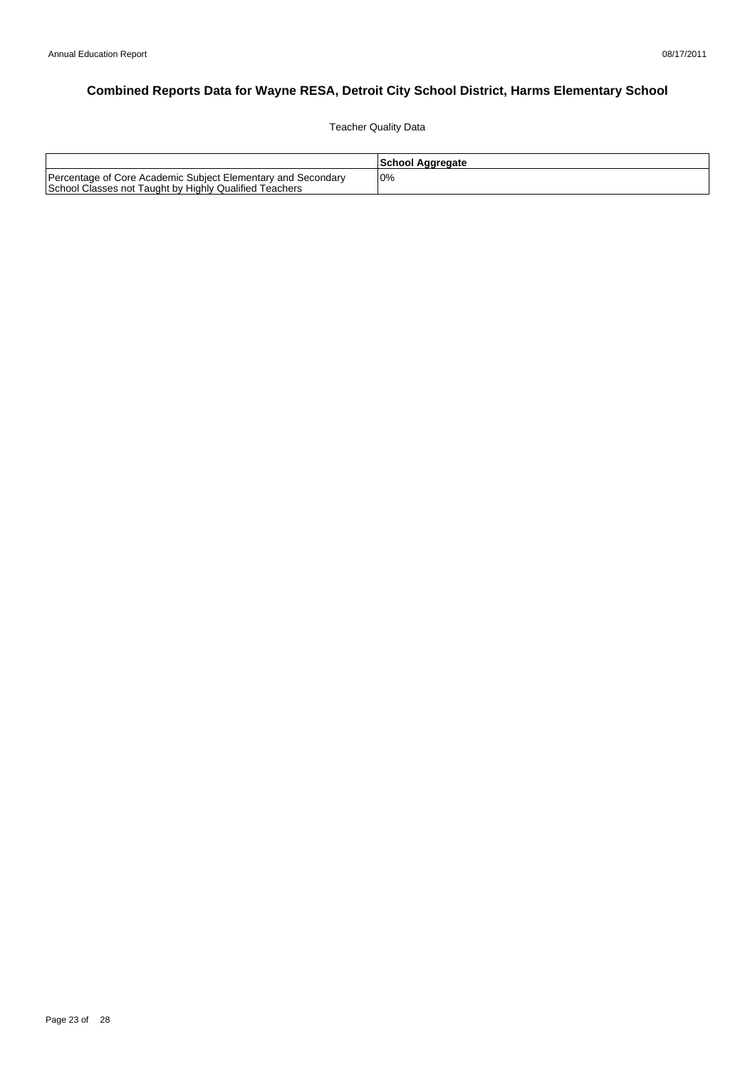# Combined Reports Data for Wayne RESA, Detroit City School District, Harms Elementary School

Teacher Quality Data

| | School Aggregate |
|---|---|
| Percentage of Core Academic Subject Elementary and Secondary School Classes not Taught by Highly Qualified Teachers | 0% |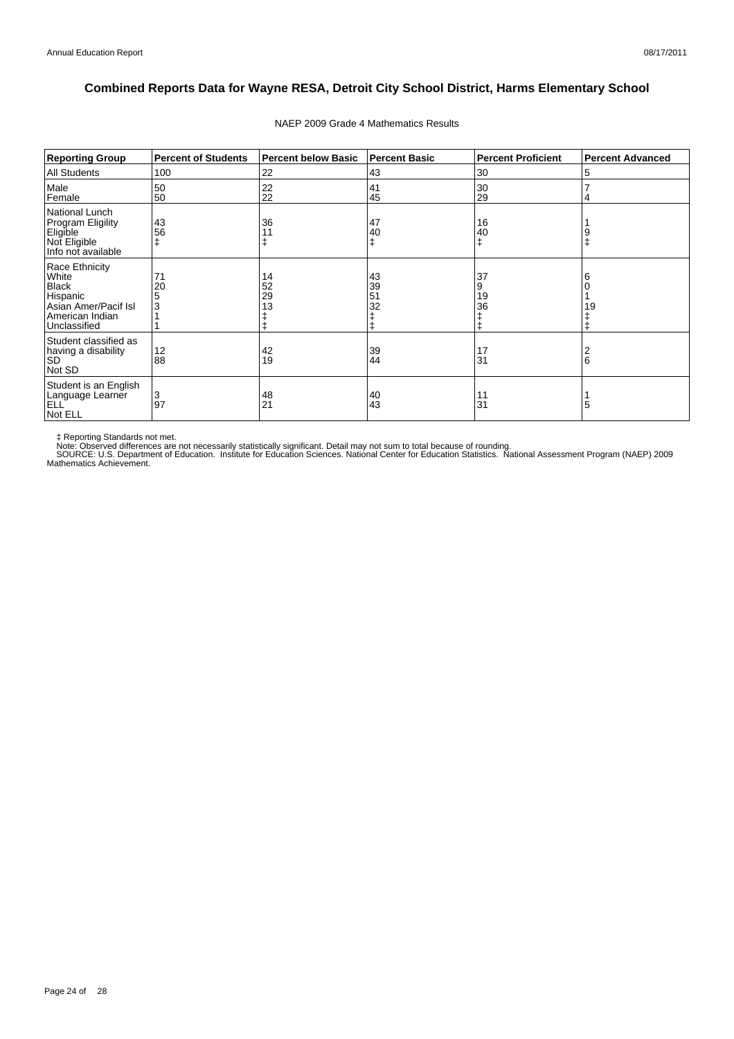# Combined Reports Data for Wayne RESA, Detroit City School District, Harms Elementary School

NAEP 2009 Grade 4 Mathematics Results

| Reporting Group | Percent of Students | Percent below Basic | Percent Basic | Percent Proficient | Percent Advanced |
|---|---|---|---|---|---|
| All Students | 100 | 22 | 43 | 30 | 5 |
| Male | 50 | 22 | 41 | 30 | 7 |
| Female | 50 | 22 | 45 | 29 | 4 |
| National Lunch Program Eligility | | | | | |
| Eligible | 43 | 36 | 47 | 16 | 1 |
| Not Eligible | 56 | 11 | 40 | 40 | 9 |
| Info not available | ‡ | ‡ | ‡ | ‡ | ‡ |
| Race Ethnicity | | | | | |
| White | 71 | 14 | 43 | 37 | 6 |
| Black | 20 | 52 | 39 | 9 | 0 |
| Hispanic | 5 | 29 | 51 | 19 | 1 |
| Asian Amer/Pacif Isl | 3 | 13 | 32 | 36 | 19 |
| American Indian | 1 | ‡ | ‡ | ‡ | ‡ |
| Unclassified | 1 | ‡ | ‡ | ‡ | ‡ |
| Student classified as having a disability | | | | | |
| SD | 12 | 42 | 39 | 17 | 2 |
| Not SD | 88 | 19 | 44 | 31 | 6 |
| Student is an English Language Learner | | | | | |
| ELL | 3 | 48 | 40 | 11 | 1 |
| Not ELL | 97 | 21 | 43 | 31 | 5 |

‡ Reporting Standards not met.
Note: Observed differences are not necessarily statistically significant. Detail may not sum to total because of rounding.
SOURCE: U.S. Department of Education. Institute for Education Sciences. National Center for Education Statistics. National Assessment Program (NAEP) 2009 Mathematics Achievement.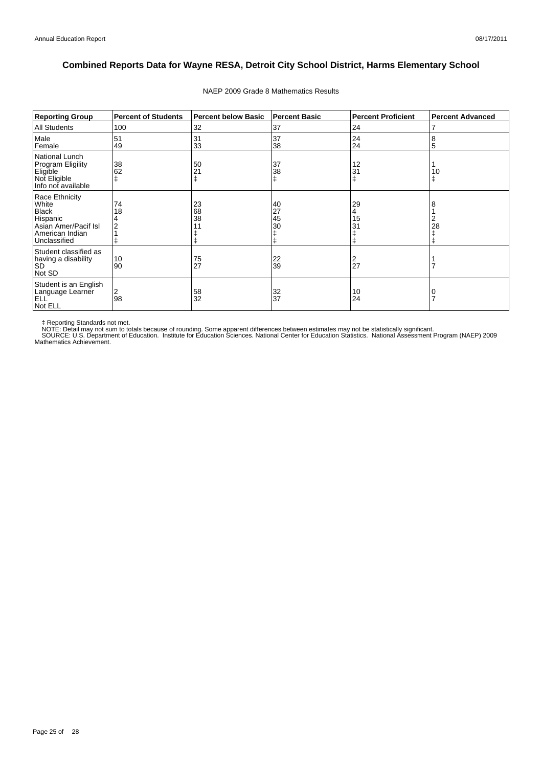# Combined Reports Data for Wayne RESA, Detroit City School District, Harms Elementary School

NAEP 2009 Grade 8 Mathematics Results

| Reporting Group | Percent of Students | Percent below Basic | Percent Basic | Percent Proficient | Percent Advanced |
|---|---|---|---|---|---|
| All Students | 100 | 32 | 37 | 24 | 7 |
| Male | 51 | 31 | 37 | 24 | 8 |
| Female | 49 | 33 | 38 | 24 | 5 |
| National Lunch Program Eligility | | | | | |
| Eligible | 38 | 50 | 37 | 12 | 1 |
| Not Eligible | 62 | 21 | 38 | 31 | 10 |
| Info not available | ‡ | ‡ | ‡ | ‡ | ‡ |
| Race Ethnicity | | | | | |
| White | 74 | 23 | 40 | 29 | 8 |
| Black | 18 | 68 | 27 | 4 | 1 |
| Hispanic | 4 | 38 | 45 | 15 | 2 |
| Asian Amer/Pacif Isl | 2 | 11 | 30 | 31 | 28 |
| American Indian | 1 | ‡ | ‡ | ‡ | ‡ |
| Unclassified | ‡ | ‡ | ‡ | ‡ | ‡ |
| Student classified as having a disability | | | | | |
| SD | 10 | 75 | 22 | 2 | 1 |
| Not SD | 90 | 27 | 39 | 27 | 7 |
| Student is an English Language Learner | | | | | |
| ELL | 2 | 58 | 32 | 10 | 0 |
| Not ELL | 98 | 32 | 37 | 24 | 7 |

‡ Reporting Standards not met.
NOTE: Detail may not sum to totals because of rounding. Some apparent differences between estimates may not be statistically significant.
SOURCE: U.S. Department of Education. Institute for Education Sciences. National Center for Education Statistics. National Assessment Program (NAEP) 2009 Mathematics Achievement.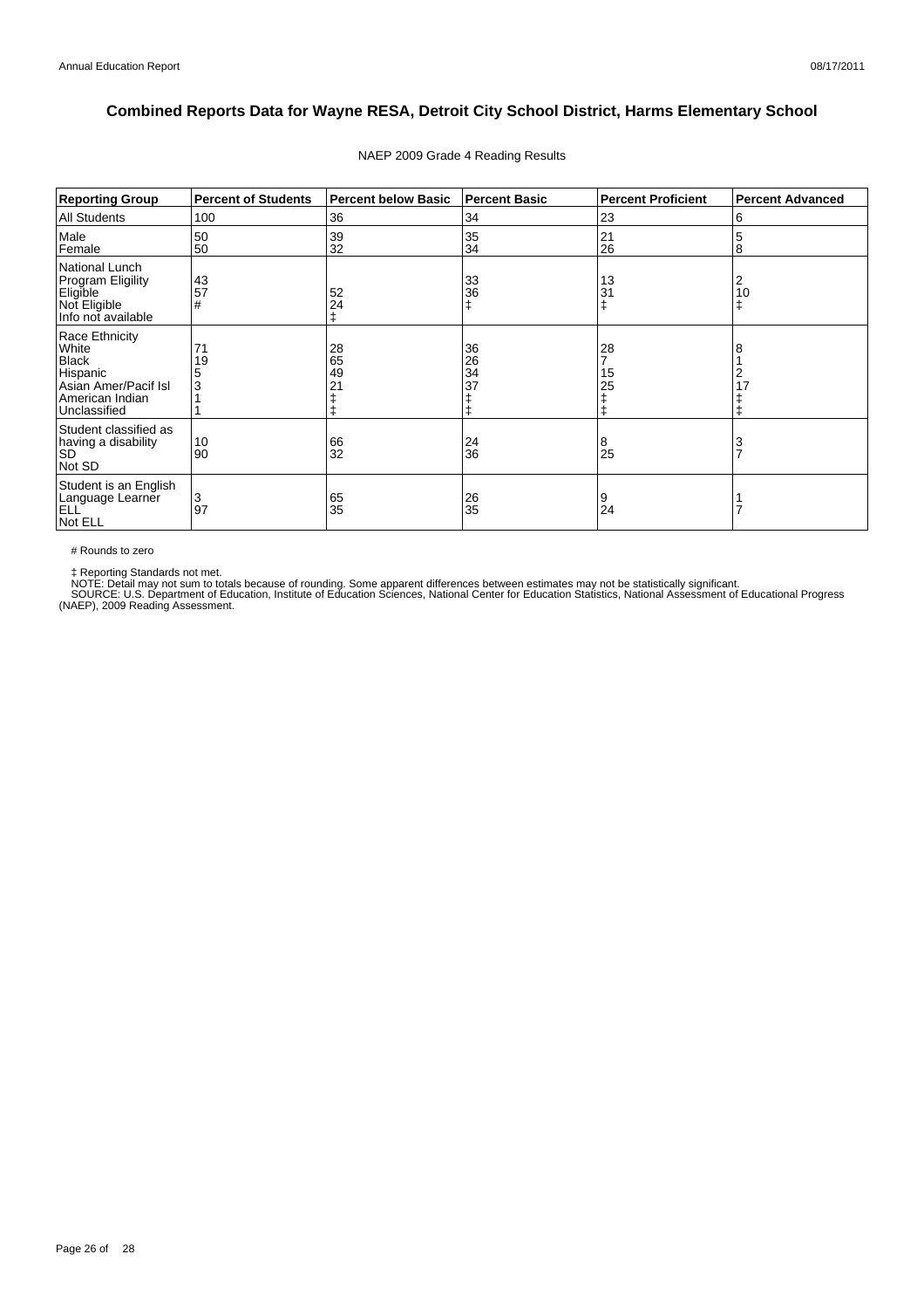# Combined Reports Data for Wayne RESA, Detroit City School District, Harms Elementary School

NAEP 2009 Grade 4 Reading Results

| Reporting Group | Percent of Students | Percent below Basic | Percent Basic | Percent Proficient | Percent Advanced |
|---|---|---|---|---|---|
| All Students | 100 | 36 | 34 | 23 | 6 |
| Male | 50 | 39 | 35 | 21 | 5 |
| Female | 50 | 32 | 34 | 26 | 8 |
| National Lunch Program Eligility | | | | | |
| Eligible | 43 | 52 | 33 | 13 | 2 |
| Not Eligible | 57 | 24 | 36 | 31 | 10 |
| Info not available | # | ‡ | ‡ | ‡ | ‡ |
| Race Ethnicity | | | | | |
| White | 71 | 28 | 36 | 28 | 8 |
| Black | 19 | 65 | 26 | 7 | 1 |
| Hispanic | 5 | 49 | 34 | 15 | 2 |
| Asian Amer/Pacif Isl | 3 | 21 | 37 | 25 | 17 |
| American Indian | 1 | ‡ | ‡ | ‡ | ‡ |
| Unclassified | 1 | ‡ | ‡ | ‡ | ‡ |
| Student classified as having a disability | | | | | |
| SD | 10 | 66 | 24 | 8 | 3 |
| Not SD | 90 | 32 | 36 | 25 | 7 |
| Student is an English Language Learner | | | | | |
| ELL | 3 | 65 | 26 | 9 | 1 |
| Not ELL | 97 | 35 | 35 | 24 | 7 |

# Rounds to zero

‡ Reporting Standards not met.

NOTE: Detail may not sum to totals because of rounding. Some apparent differences between estimates may not be statistically significant.

SOURCE: U.S. Department of Education, Institute of Education Sciences, National Center for Education Statistics, National Assessment of Educational Progress (NAEP), 2009 Reading Assessment.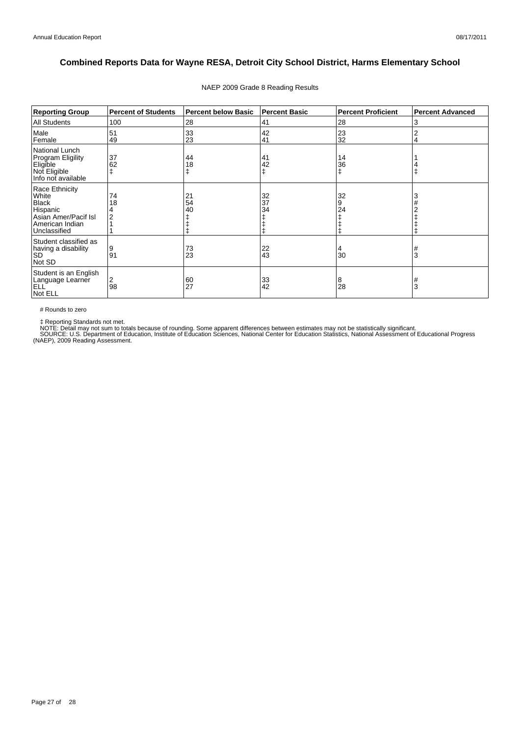# Combined Reports Data for Wayne RESA, Detroit City School District, Harms Elementary School

NAEP 2009 Grade 8 Reading Results

| Reporting Group | Percent of Students | Percent below Basic | Percent Basic | Percent Proficient | Percent Advanced |
|---|---|---|---|---|---|
| All Students | 100 | 28 | 41 | 28 | 3 |
| Male | 51 | 33 | 42 | 23 | 2 |
| Female | 49 | 23 | 41 | 32 | 4 |
| National Lunch Program Eligility | | | | | |
| Eligible | 37 | 44 | 41 | 14 | 1 |
| Not Eligible | 62 | 18 | 42 | 36 | 4 |
| Info not available | ‡ | ‡ | ‡ | ‡ | ‡ |
| Race Ethnicity | | | | | |
| White | 74 | 21 | 32 | 32 | 3 |
| Black | 18 | 54 | 37 | 9 | # |
| Hispanic | 4 | 40 | 34 | 24 | 2 |
| Asian Amer/Pacif Isl | 2 | ‡ | ‡ | ‡ | ‡ |
| American Indian | 1 | ‡ | ‡ | ‡ | ‡ |
| Unclassified | 1 | ‡ | ‡ | ‡ | ‡ |
| Student classified as having a disability | | | | | |
| SD | 9 | 73 | 22 | 4 | # |
| Not SD | 91 | 23 | 43 | 30 | 3 |
| Student is an English Language Learner | | | | | |
| ELL | 2 | 60 | 33 | 8 | # |
| Not ELL | 98 | 27 | 42 | 28 | 3 |

# Rounds to zero

‡ Reporting Standards not met.
NOTE: Detail may not sum to totals because of rounding. Some apparent differences between estimates may not be statistically significant.
SOURCE: U.S. Department of Education, Institute of Education Sciences, National Center for Education Statistics, National Assessment of Educational Progress (NAEP), 2009 Reading Assessment.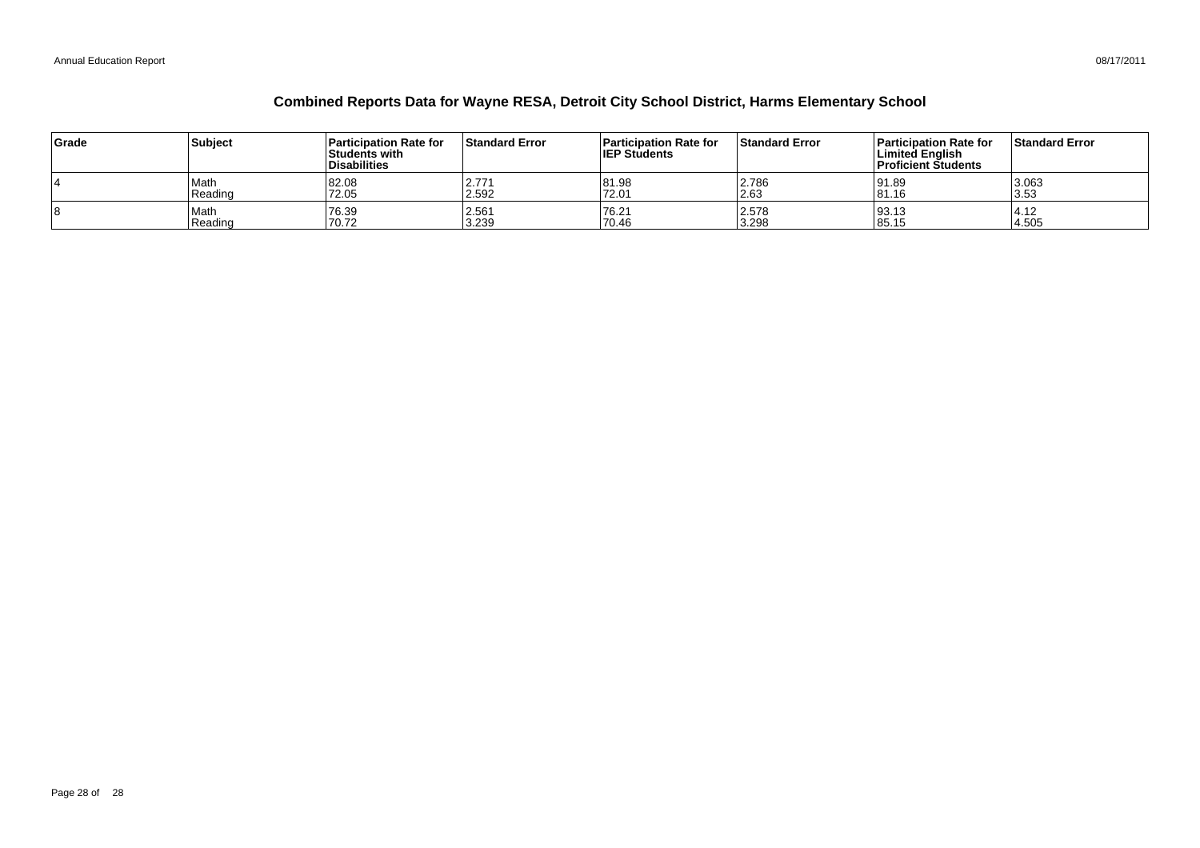# Combined Reports Data for Wayne RESA, Detroit City School District, Harms Elementary School

| Grade | Subject | Participation Rate for Students with Disabilities | Standard Error | Participation Rate for IEP Students | Standard Error | Participation Rate for Limited English Proficient Students | Standard Error |
|---|---|---|---|---|---|---|---|
| 4 | Math<br>Reading | 82.08<br>72.05 | 2.771<br>2.592 | 81.98<br>72.01 | 2.786<br>2.63 | 91.89<br>81.16 | 3.063<br>3.53 |
| 8 | Math<br>Reading | 76.39<br>70.72 | 2.561<br>3.239 | 76.21<br>70.46 | 2.578<br>3.298 | 93.13<br>85.15 | 4.12<br>4.505 |